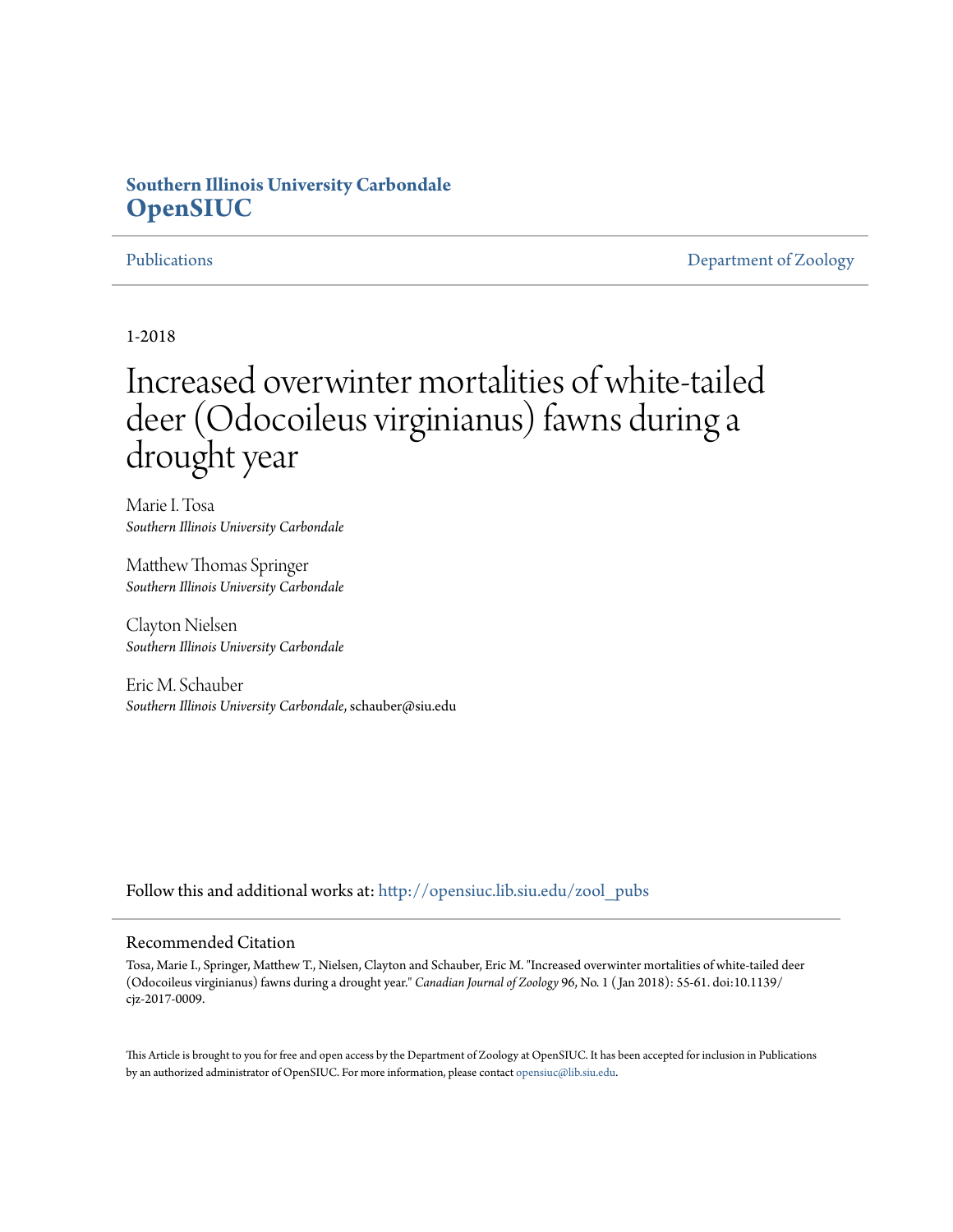**Southern Illinois University Carbondale**
**OpenSIUC**

Publications | Department of Zoology

1-2018

# Increased overwinter mortalities of white-tailed deer (Odocoileus virginianus) fawns during a drought year

Marie I. Tosa
*Southern Illinois University Carbondale*

Matthew Thomas Springer
*Southern Illinois University Carbondale*

Clayton Nielsen
*Southern Illinois University Carbondale*

Eric M. Schauber
*Southern Illinois University Carbondale*, schauber@siu.edu

Follow this and additional works at: http://opensiuc.lib.siu.edu/zool_pubs

## Recommended Citation

Tosa, Marie I., Springer, Matthew T., Nielsen, Clayton and Schauber, Eric M. "Increased overwinter mortalities of white-tailed deer (Odocoileus virginianus) fawns during a drought year." *Canadian Journal of Zoology* 96, No. 1 ( Jan 2018): 55-61. doi:10.1139/cjz-2017-0009.

This Article is brought to you for free and open access by the Department of Zoology at OpenSIUC. It has been accepted for inclusion in Publications by an authorized administrator of OpenSIUC. For more information, please contact opensiuc@lib.siu.edu.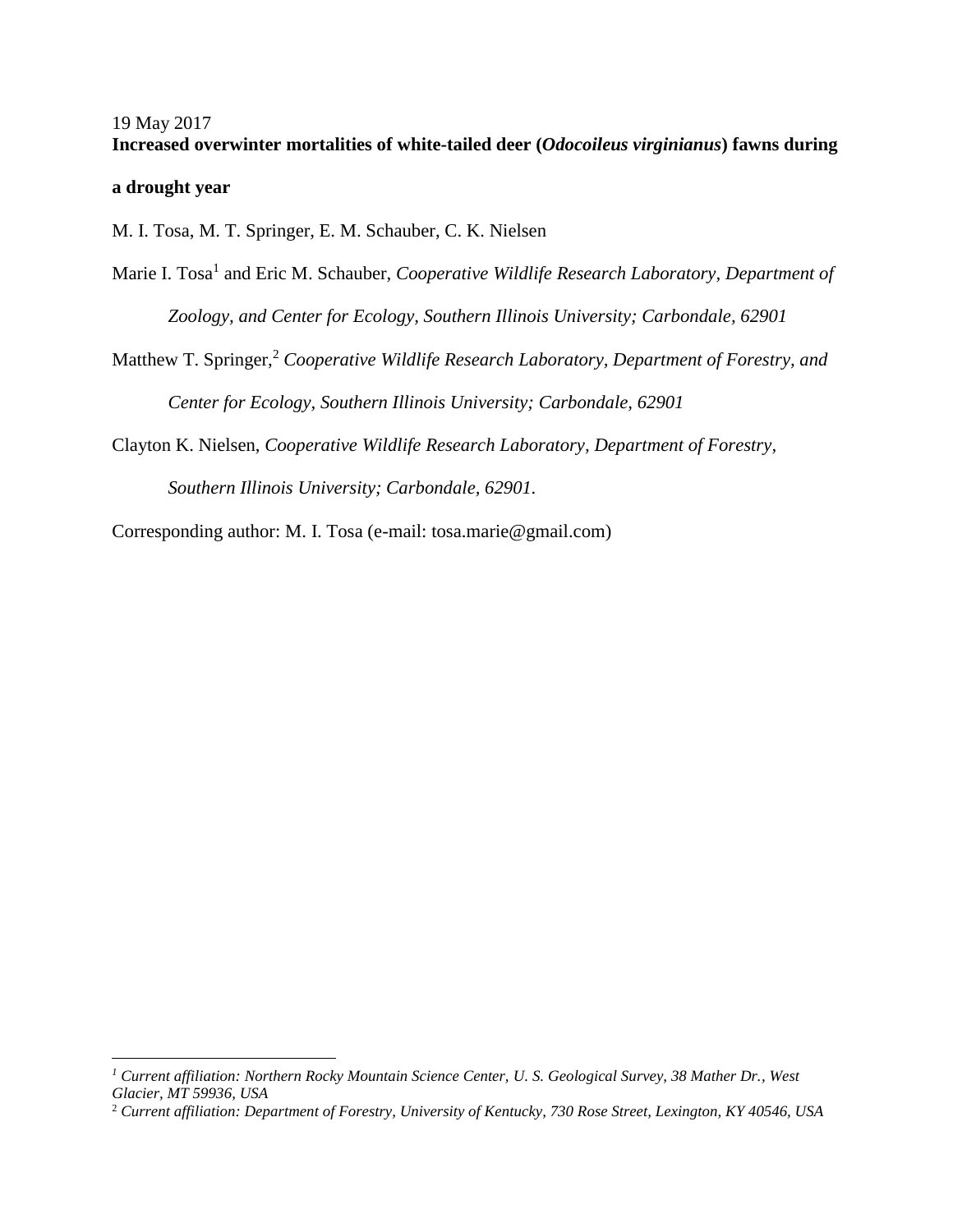19 May 2017

**Increased overwinter mortalities of white-tailed deer (*Odocoileus virginianus*) fawns during a drought year**

M. I. Tosa, M. T. Springer, E. M. Schauber, C. K. Nielsen

Marie I. Tosa[1] and Eric M. Schauber, *Cooperative Wildlife Research Laboratory, Department of Zoology, and Center for Ecology, Southern Illinois University; Carbondale, 62901*

Matthew T. Springer,[2] *Cooperative Wildlife Research Laboratory, Department of Forestry, and Center for Ecology, Southern Illinois University; Carbondale, 62901*

Clayton K. Nielsen, *Cooperative Wildlife Research Laboratory, Department of Forestry, Southern Illinois University; Carbondale, 62901.*

Corresponding author: M. I. Tosa (e-mail: tosa.marie@gmail.com)

---

[1] *Current affiliation: Northern Rocky Mountain Science Center, U. S. Geological Survey, 38 Mather Dr., West Glacier, MT 59936, USA*

[2] *Current affiliation: Department of Forestry, University of Kentucky, 730 Rose Street, Lexington, KY 40546, USA*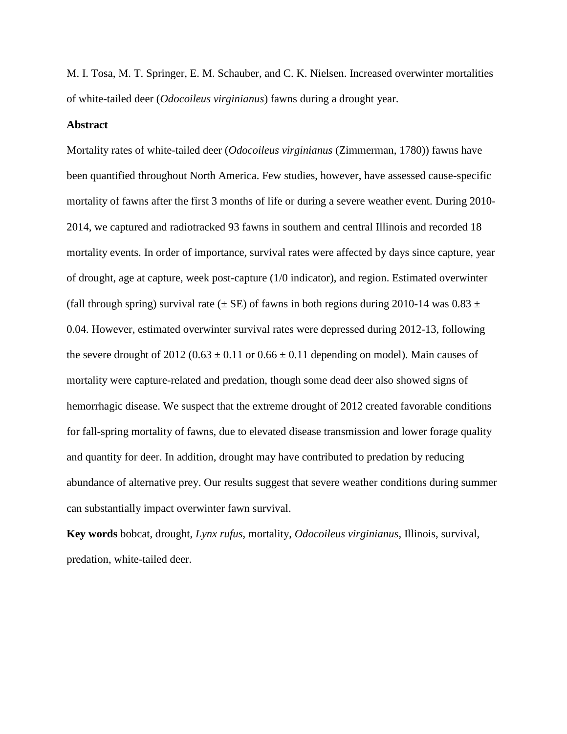M. I. Tosa, M. T. Springer, E. M. Schauber, and C. K. Nielsen. Increased overwinter mortalities of white-tailed deer (*Odocoileus virginianus*) fawns during a drought year.

**Abstract**

Mortality rates of white-tailed deer (*Odocoileus virginianus* (Zimmerman, 1780)) fawns have been quantified throughout North America. Few studies, however, have assessed cause-specific mortality of fawns after the first 3 months of life or during a severe weather event. During 2010-2014, we captured and radiotracked 93 fawns in southern and central Illinois and recorded 18 mortality events. In order of importance, survival rates were affected by days since capture, year of drought, age at capture, week post-capture (1/0 indicator), and region. Estimated overwinter (fall through spring) survival rate ($\pm$ SE) of fawns in both regions during 2010-14 was $0.83 \pm 0.04$. However, estimated overwinter survival rates were depressed during 2012-13, following the severe drought of 2012 ($0.63 \pm 0.11$ or $0.66 \pm 0.11$ depending on model). Main causes of mortality were capture-related and predation, though some dead deer also showed signs of hemorrhagic disease. We suspect that the extreme drought of 2012 created favorable conditions for fall-spring mortality of fawns, due to elevated disease transmission and lower forage quality and quantity for deer. In addition, drought may have contributed to predation by reducing abundance of alternative prey. Our results suggest that severe weather conditions during summer can substantially impact overwinter fawn survival.

**Key words** bobcat, drought, *Lynx rufus*, mortality, *Odocoileus virginianus*, Illinois, survival, predation, white-tailed deer.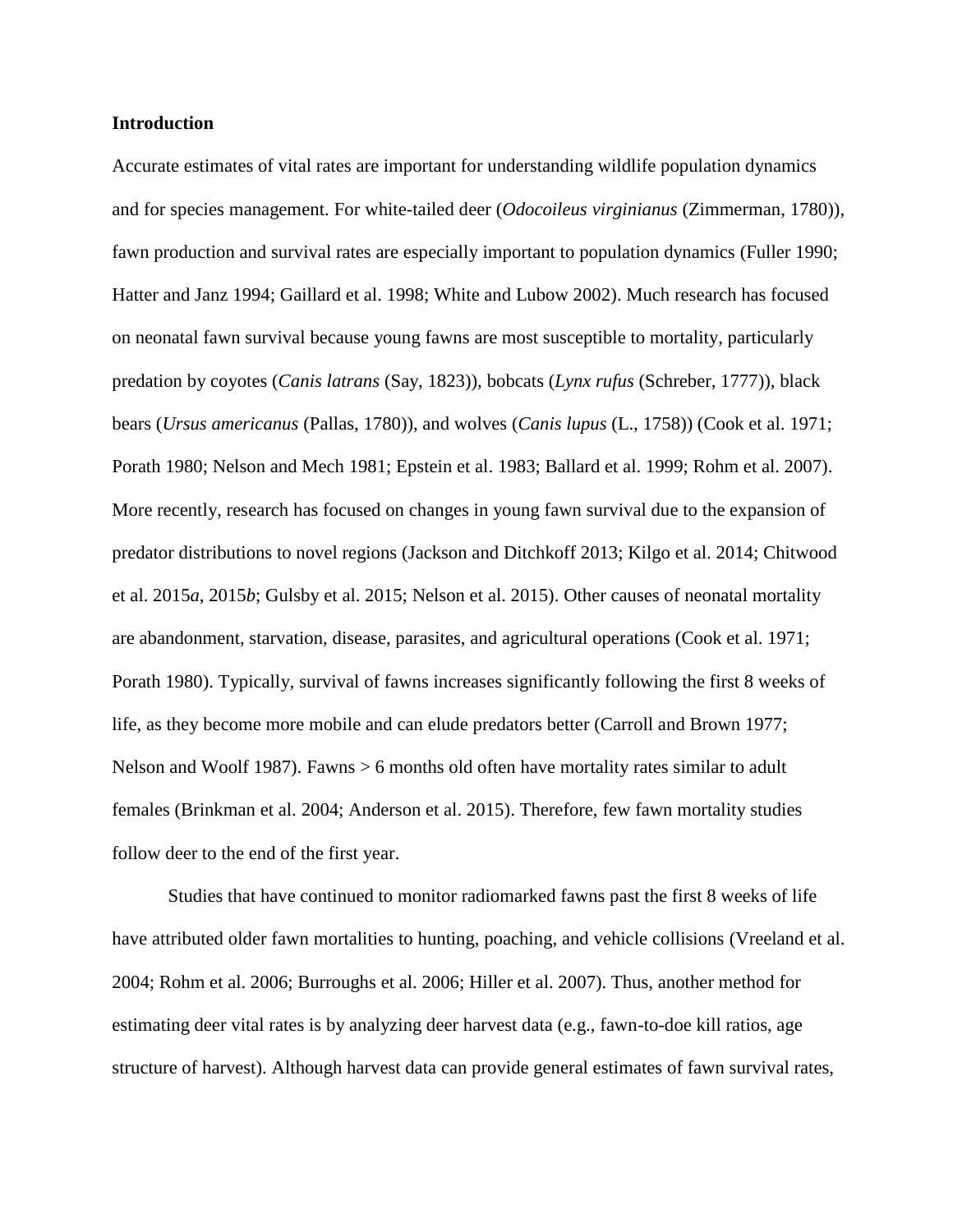## Introduction

Accurate estimates of vital rates are important for understanding wildlife population dynamics and for species management. For white-tailed deer (*Odocoileus virginianus* (Zimmerman, 1780)), fawn production and survival rates are especially important to population dynamics (Fuller 1990; Hatter and Janz 1994; Gaillard et al. 1998; White and Lubow 2002). Much research has focused on neonatal fawn survival because young fawns are most susceptible to mortality, particularly predation by coyotes (*Canis latrans* (Say, 1823)), bobcats (*Lynx rufus* (Schreber, 1777)), black bears (*Ursus americanus* (Pallas, 1780)), and wolves (*Canis lupus* (L., 1758)) (Cook et al. 1971; Porath 1980; Nelson and Mech 1981; Epstein et al. 1983; Ballard et al. 1999; Rohm et al. 2007). More recently, research has focused on changes in young fawn survival due to the expansion of predator distributions to novel regions (Jackson and Ditchkoff 2013; Kilgo et al. 2014; Chitwood et al. 2015*a*, 2015*b*; Gulsby et al. 2015; Nelson et al. 2015). Other causes of neonatal mortality are abandonment, starvation, disease, parasites, and agricultural operations (Cook et al. 1971; Porath 1980). Typically, survival of fawns increases significantly following the first 8 weeks of life, as they become more mobile and can elude predators better (Carroll and Brown 1977; Nelson and Woolf 1987). Fawns > 6 months old often have mortality rates similar to adult females (Brinkman et al. 2004; Anderson et al. 2015). Therefore, few fawn mortality studies follow deer to the end of the first year.

Studies that have continued to monitor radiomarked fawns past the first 8 weeks of life have attributed older fawn mortalities to hunting, poaching, and vehicle collisions (Vreeland et al. 2004; Rohm et al. 2006; Burroughs et al. 2006; Hiller et al. 2007). Thus, another method for estimating deer vital rates is by analyzing deer harvest data (e.g., fawn-to-doe kill ratios, age structure of harvest). Although harvest data can provide general estimates of fawn survival rates,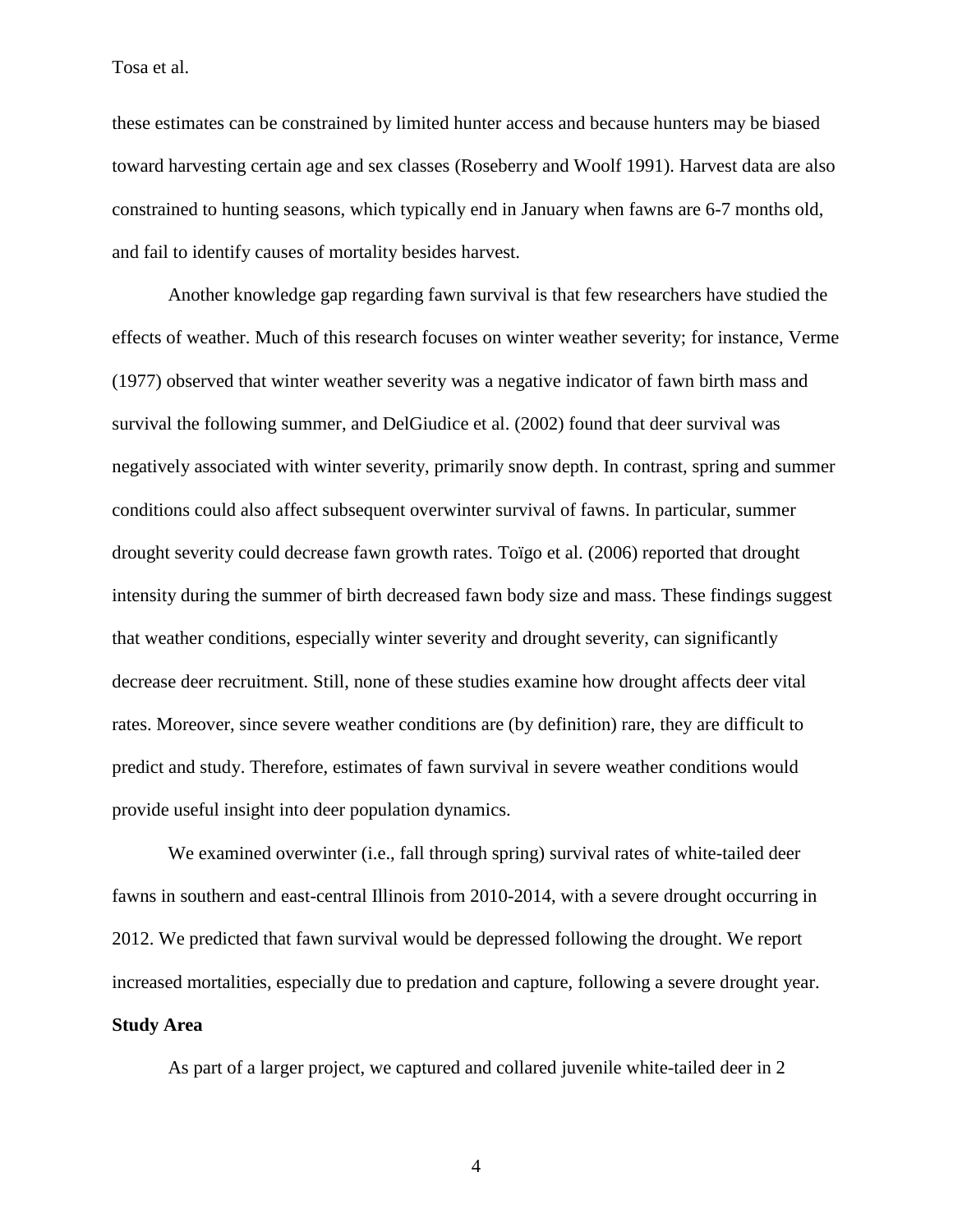these estimates can be constrained by limited hunter access and because hunters may be biased toward harvesting certain age and sex classes (Roseberry and Woolf 1991). Harvest data are also constrained to hunting seasons, which typically end in January when fawns are 6-7 months old, and fail to identify causes of mortality besides harvest.

Another knowledge gap regarding fawn survival is that few researchers have studied the effects of weather. Much of this research focuses on winter weather severity; for instance, Verme (1977) observed that winter weather severity was a negative indicator of fawn birth mass and survival the following summer, and DelGiudice et al. (2002) found that deer survival was negatively associated with winter severity, primarily snow depth. In contrast, spring and summer conditions could also affect subsequent overwinter survival of fawns. In particular, summer drought severity could decrease fawn growth rates. Toïgo et al. (2006) reported that drought intensity during the summer of birth decreased fawn body size and mass. These findings suggest that weather conditions, especially winter severity and drought severity, can significantly decrease deer recruitment. Still, none of these studies examine how drought affects deer vital rates. Moreover, since severe weather conditions are (by definition) rare, they are difficult to predict and study. Therefore, estimates of fawn survival in severe weather conditions would provide useful insight into deer population dynamics.

We examined overwinter (i.e., fall through spring) survival rates of white-tailed deer fawns in southern and east-central Illinois from 2010-2014, with a severe drought occurring in 2012. We predicted that fawn survival would be depressed following the drought. We report increased mortalities, especially due to predation and capture, following a severe drought year.

**Study Area**

As part of a larger project, we captured and collared juvenile white-tailed deer in 2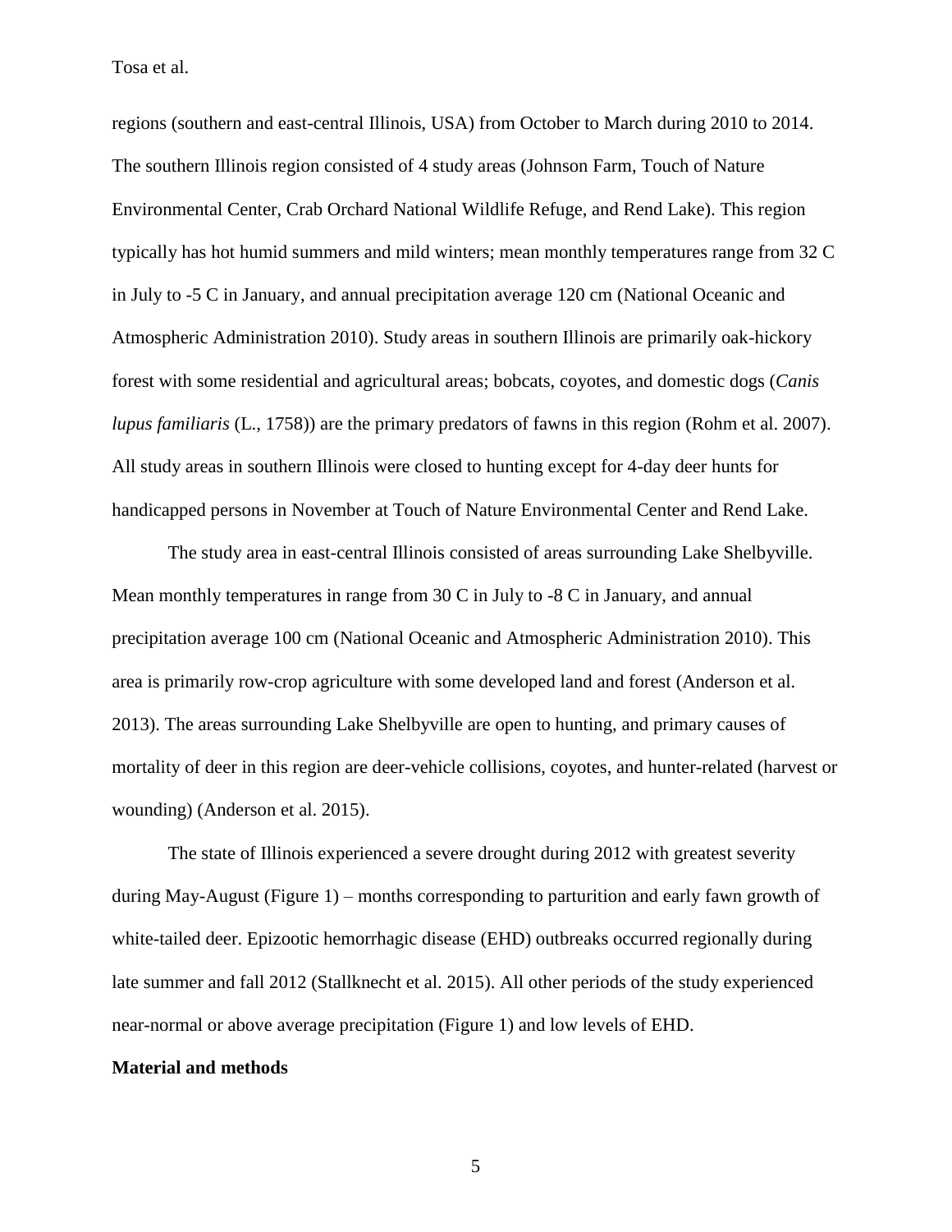regions (southern and east-central Illinois, USA) from October to March during 2010 to 2014. The southern Illinois region consisted of 4 study areas (Johnson Farm, Touch of Nature Environmental Center, Crab Orchard National Wildlife Refuge, and Rend Lake). This region typically has hot humid summers and mild winters; mean monthly temperatures range from 32 C in July to -5 C in January, and annual precipitation average 120 cm (National Oceanic and Atmospheric Administration 2010). Study areas in southern Illinois are primarily oak-hickory forest with some residential and agricultural areas; bobcats, coyotes, and domestic dogs (*Canis lupus familiaris* (L., 1758)) are the primary predators of fawns in this region (Rohm et al. 2007). All study areas in southern Illinois were closed to hunting except for 4-day deer hunts for handicapped persons in November at Touch of Nature Environmental Center and Rend Lake.

The study area in east-central Illinois consisted of areas surrounding Lake Shelbyville. Mean monthly temperatures in range from 30 C in July to -8 C in January, and annual precipitation average 100 cm (National Oceanic and Atmospheric Administration 2010). This area is primarily row-crop agriculture with some developed land and forest (Anderson et al. 2013). The areas surrounding Lake Shelbyville are open to hunting, and primary causes of mortality of deer in this region are deer-vehicle collisions, coyotes, and hunter-related (harvest or wounding) (Anderson et al. 2015).

The state of Illinois experienced a severe drought during 2012 with greatest severity during May-August (Figure 1) – months corresponding to parturition and early fawn growth of white-tailed deer. Epizootic hemorrhagic disease (EHD) outbreaks occurred regionally during late summer and fall 2012 (Stallknecht et al. 2015). All other periods of the study experienced near-normal or above average precipitation (Figure 1) and low levels of EHD.

## Material and methods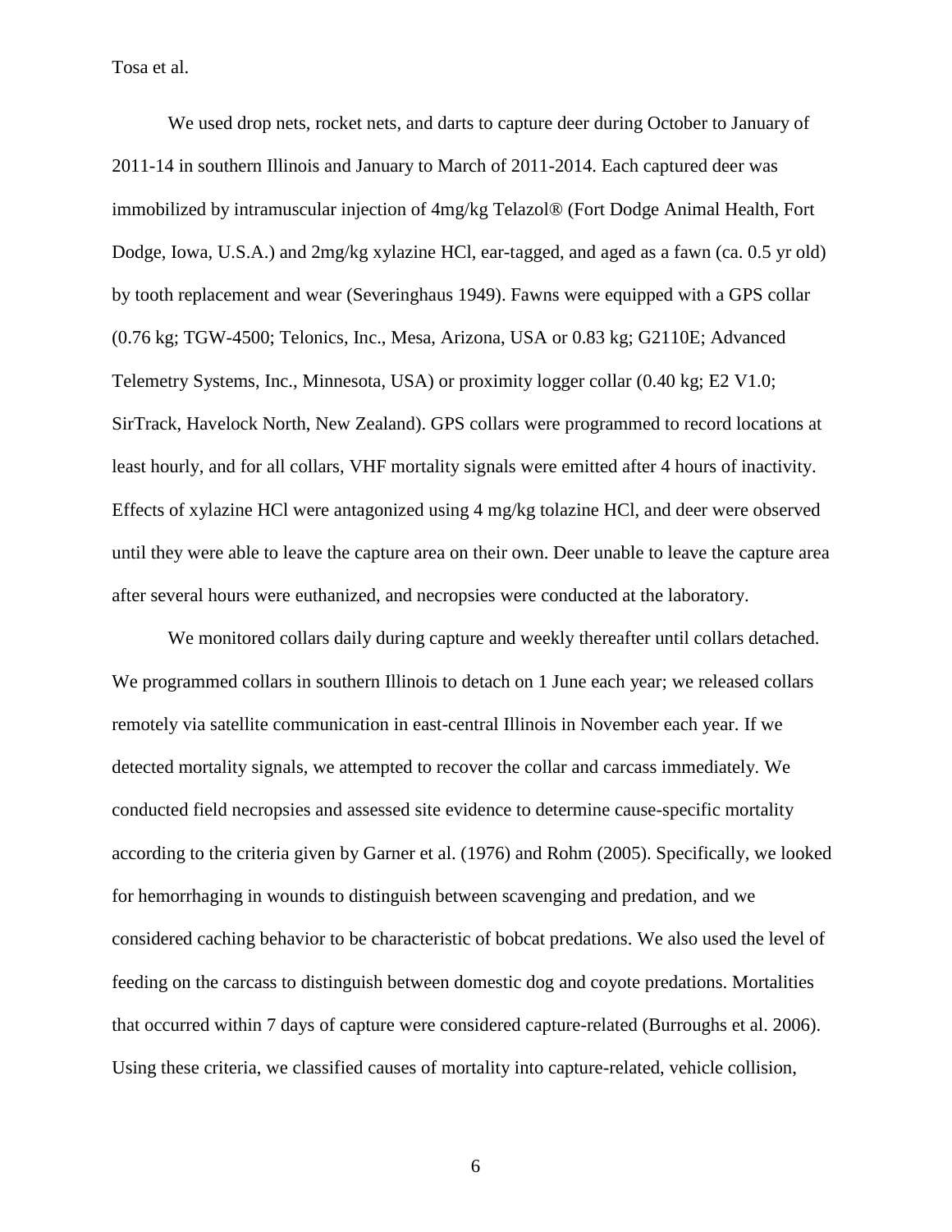We used drop nets, rocket nets, and darts to capture deer during October to January of 2011-14 in southern Illinois and January to March of 2011-2014. Each captured deer was immobilized by intramuscular injection of 4mg/kg Telazol® (Fort Dodge Animal Health, Fort Dodge, Iowa, U.S.A.) and 2mg/kg xylazine HCl, ear-tagged, and aged as a fawn (ca. 0.5 yr old) by tooth replacement and wear (Severinghaus 1949). Fawns were equipped with a GPS collar (0.76 kg; TGW-4500; Telonics, Inc., Mesa, Arizona, USA or 0.83 kg; G2110E; Advanced Telemetry Systems, Inc., Minnesota, USA) or proximity logger collar (0.40 kg; E2 V1.0; SirTrack, Havelock North, New Zealand). GPS collars were programmed to record locations at least hourly, and for all collars, VHF mortality signals were emitted after 4 hours of inactivity. Effects of xylazine HCl were antagonized using 4 mg/kg tolazine HCl, and deer were observed until they were able to leave the capture area on their own. Deer unable to leave the capture area after several hours were euthanized, and necropsies were conducted at the laboratory.

We monitored collars daily during capture and weekly thereafter until collars detached. We programmed collars in southern Illinois to detach on 1 June each year; we released collars remotely via satellite communication in east-central Illinois in November each year. If we detected mortality signals, we attempted to recover the collar and carcass immediately. We conducted field necropsies and assessed site evidence to determine cause-specific mortality according to the criteria given by Garner et al. (1976) and Rohm (2005). Specifically, we looked for hemorrhaging in wounds to distinguish between scavenging and predation, and we considered caching behavior to be characteristic of bobcat predations. We also used the level of feeding on the carcass to distinguish between domestic dog and coyote predations. Mortalities that occurred within 7 days of capture were considered capture-related (Burroughs et al. 2006). Using these criteria, we classified causes of mortality into capture-related, vehicle collision,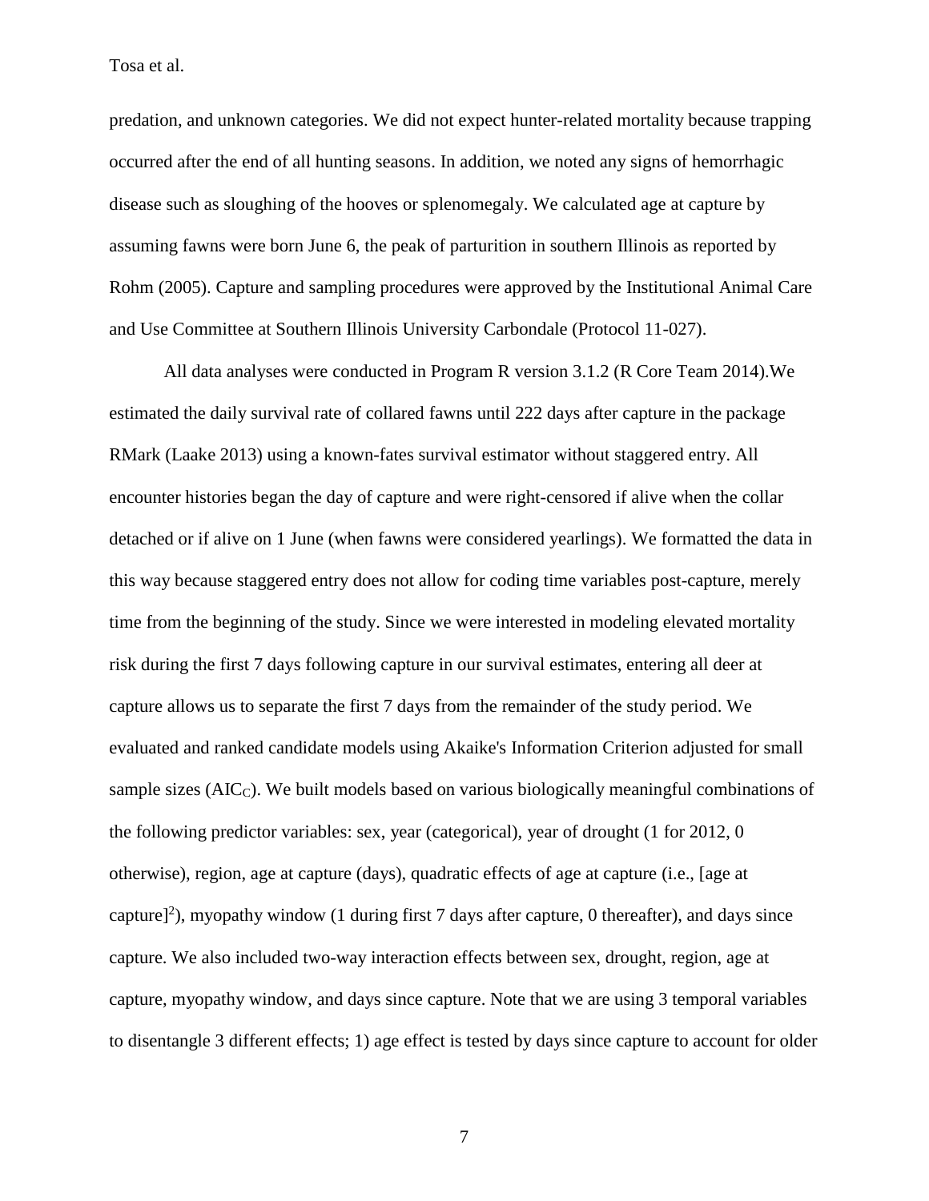predation, and unknown categories. We did not expect hunter-related mortality because trapping occurred after the end of all hunting seasons. In addition, we noted any signs of hemorrhagic disease such as sloughing of the hooves or splenomegaly. We calculated age at capture by assuming fawns were born June 6, the peak of parturition in southern Illinois as reported by Rohm (2005). Capture and sampling procedures were approved by the Institutional Animal Care and Use Committee at Southern Illinois University Carbondale (Protocol 11-027).

All data analyses were conducted in Program R version 3.1.2 (R Core Team 2014).We estimated the daily survival rate of collared fawns until 222 days after capture in the package RMark (Laake 2013) using a known-fates survival estimator without staggered entry. All encounter histories began the day of capture and were right-censored if alive when the collar detached or if alive on 1 June (when fawns were considered yearlings). We formatted the data in this way because staggered entry does not allow for coding time variables post-capture, merely time from the beginning of the study. Since we were interested in modeling elevated mortality risk during the first 7 days following capture in our survival estimates, entering all deer at capture allows us to separate the first 7 days from the remainder of the study period. We evaluated and ranked candidate models using Akaike's Information Criterion adjusted for small sample sizes ($AIC_C$). We built models based on various biologically meaningful combinations of the following predictor variables: sex, year (categorical), year of drought (1 for 2012, 0 otherwise), region, age at capture (days), quadratic effects of age at capture (i.e., [age at capture]$^2$), myopathy window (1 during first 7 days after capture, 0 thereafter), and days since capture. We also included two-way interaction effects between sex, drought, region, age at capture, myopathy window, and days since capture. Note that we are using 3 temporal variables to disentangle 3 different effects; 1) age effect is tested by days since capture to account for older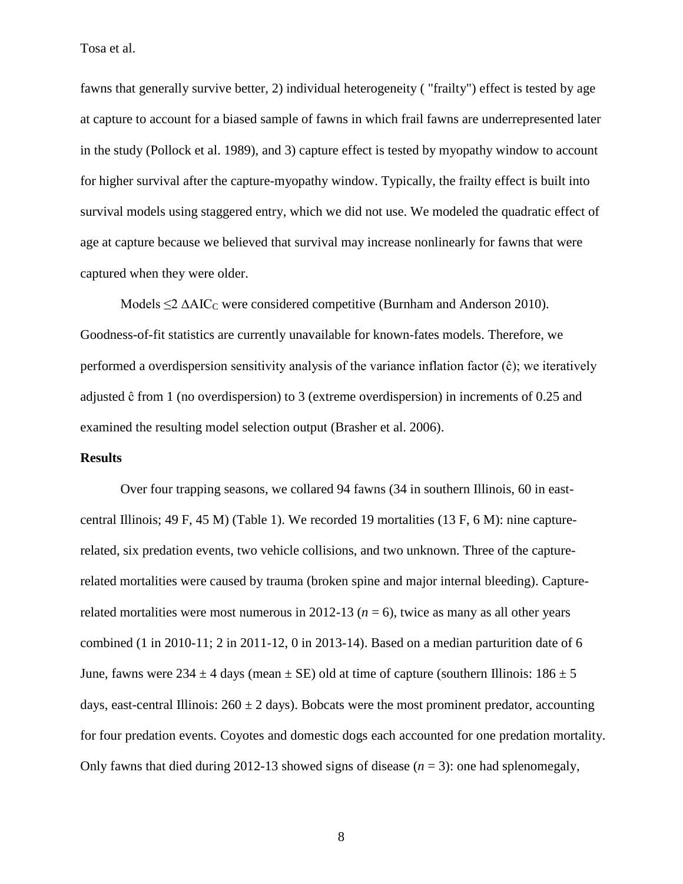fawns that generally survive better, 2) individual heterogeneity ( "frailty") effect is tested by age at capture to account for a biased sample of fawns in which frail fawns are underrepresented later in the study (Pollock et al. 1989), and 3) capture effect is tested by myopathy window to account for higher survival after the capture-myopathy window. Typically, the frailty effect is built into survival models using staggered entry, which we did not use. We modeled the quadratic effect of age at capture because we believed that survival may increase nonlinearly for fawns that were captured when they were older.

Models ≤2 $\Delta AIC_C$ were considered competitive (Burnham and Anderson 2010). Goodness-of-fit statistics are currently unavailable for known-fates models. Therefore, we performed a overdispersion sensitivity analysis of the variance inflation factor ($\hat{c}$); we iteratively adjusted $\hat{c}$ from 1 (no overdispersion) to 3 (extreme overdispersion) in increments of 0.25 and examined the resulting model selection output (Brasher et al. 2006).

**Results**

Over four trapping seasons, we collared 94 fawns (34 in southern Illinois, 60 in east-central Illinois; 49 F, 45 M) (Table 1). We recorded 19 mortalities (13 F, 6 M): nine capture-related, six predation events, two vehicle collisions, and two unknown. Three of the capture-related mortalities were caused by trauma (broken spine and major internal bleeding). Capture-related mortalities were most numerous in 2012-13 ($n = 6$), twice as many as all other years combined (1 in 2010-11; 2 in 2011-12, 0 in 2013-14). Based on a median parturition date of 6 June, fawns were 234 ± 4 days (mean ± SE) old at time of capture (southern Illinois: 186 ± 5 days, east-central Illinois: 260 ± 2 days). Bobcats were the most prominent predator, accounting for four predation events. Coyotes and domestic dogs each accounted for one predation mortality. Only fawns that died during 2012-13 showed signs of disease ($n = 3$): one had splenomegaly,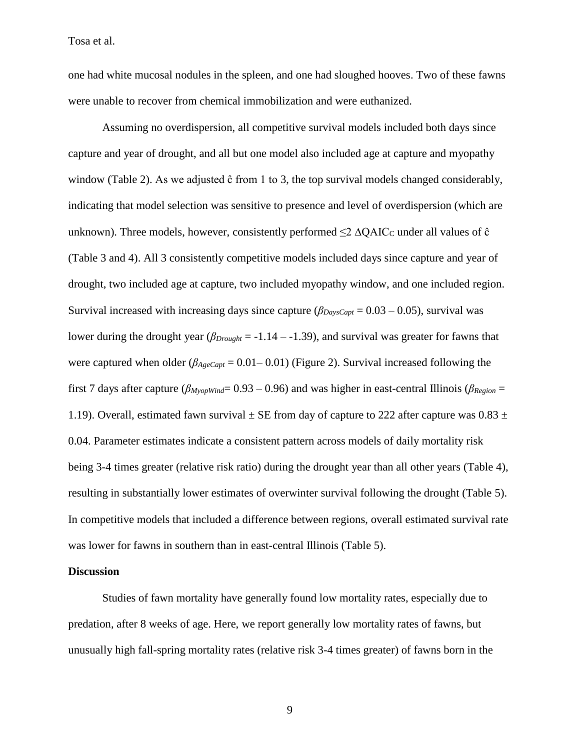one had white mucosal nodules in the spleen, and one had sloughed hooves. Two of these fawns were unable to recover from chemical immobilization and were euthanized.

Assuming no overdispersion, all competitive survival models included both days since capture and year of drought, and all but one model also included age at capture and myopathy window (Table 2). As we adjusted ĉ from 1 to 3, the top survival models changed considerably, indicating that model selection was sensitive to presence and level of overdispersion (which are unknown). Three models, however, consistently performed ≤2 $\Delta QAIC_C$ under all values of ĉ (Table 3 and 4). All 3 consistently competitive models included days since capture and year of drought, two included age at capture, two included myopathy window, and one included region. Survival increased with increasing days since capture ($\beta_{DaysCapt} = 0.03 – 0.05$), survival was lower during the drought year ($\beta_{Drought} = -1.14 – -1.39$), and survival was greater for fawns that were captured when older ($\beta_{AgeCapt} = 0.01– 0.01$) (Figure 2). Survival increased following the first 7 days after capture ($\beta_{MyopWind}= 0.93 – 0.96$) and was higher in east-central Illinois ($\beta_{Region} = 1.19$). Overall, estimated fawn survival ± SE from day of capture to 222 after capture was 0.83 ± 0.04. Parameter estimates indicate a consistent pattern across models of daily mortality risk being 3-4 times greater (relative risk ratio) during the drought year than all other years (Table 4), resulting in substantially lower estimates of overwinter survival following the drought (Table 5). In competitive models that included a difference between regions, overall estimated survival rate was lower for fawns in southern than in east-central Illinois (Table 5).

## Discussion

Studies of fawn mortality have generally found low mortality rates, especially due to predation, after 8 weeks of age. Here, we report generally low mortality rates of fawns, but unusually high fall-spring mortality rates (relative risk 3-4 times greater) of fawns born in the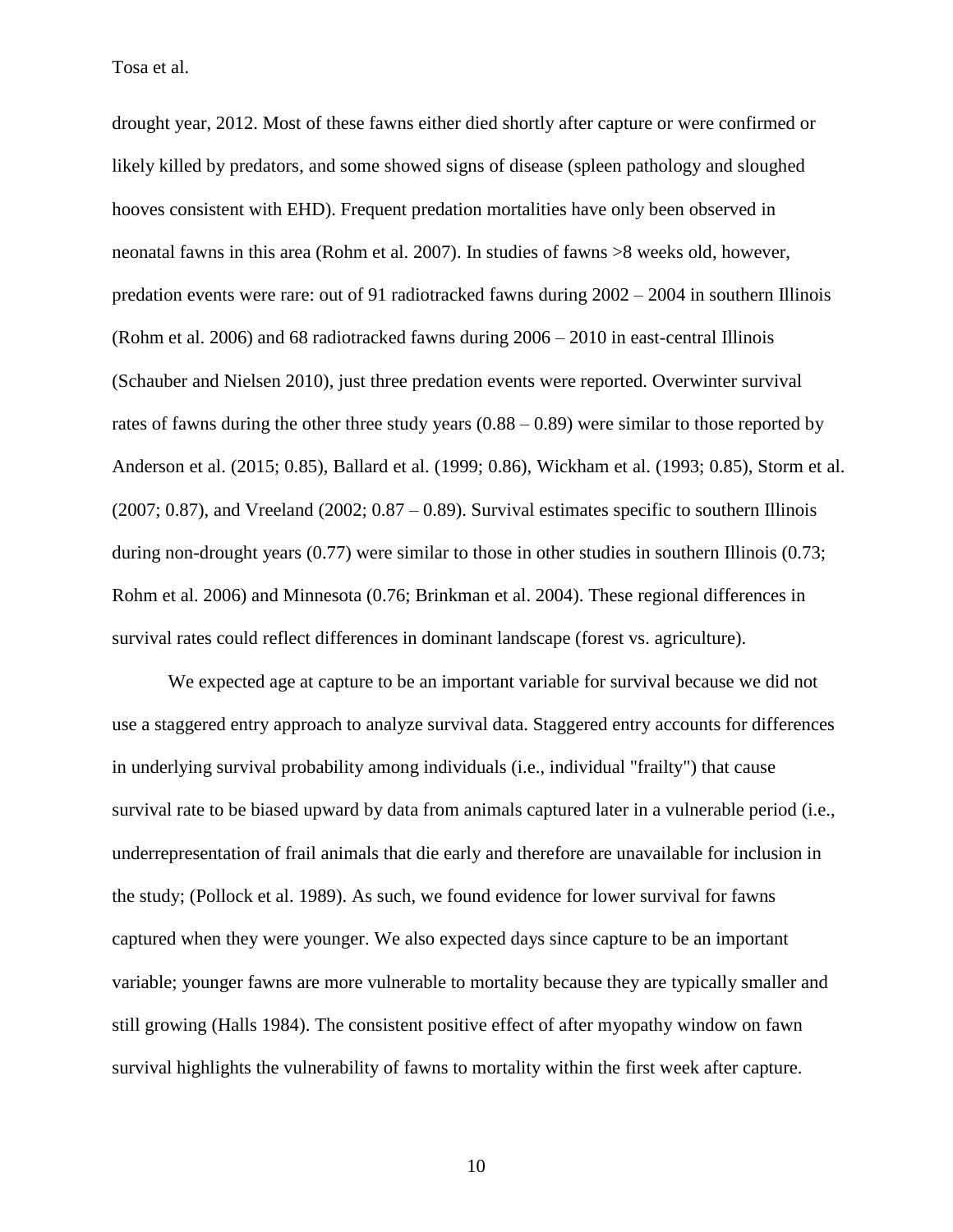drought year, 2012. Most of these fawns either died shortly after capture or were confirmed or likely killed by predators, and some showed signs of disease (spleen pathology and sloughed hooves consistent with EHD). Frequent predation mortalities have only been observed in neonatal fawns in this area (Rohm et al. 2007). In studies of fawns >8 weeks old, however, predation events were rare: out of 91 radiotracked fawns during 2002 – 2004 in southern Illinois (Rohm et al. 2006) and 68 radiotracked fawns during 2006 – 2010 in east-central Illinois (Schauber and Nielsen 2010), just three predation events were reported. Overwinter survival rates of fawns during the other three study years (0.88 – 0.89) were similar to those reported by Anderson et al. (2015; 0.85), Ballard et al. (1999; 0.86), Wickham et al. (1993; 0.85), Storm et al. (2007; 0.87), and Vreeland (2002; 0.87 – 0.89). Survival estimates specific to southern Illinois during non-drought years (0.77) were similar to those in other studies in southern Illinois (0.73; Rohm et al. 2006) and Minnesota (0.76; Brinkman et al. 2004). These regional differences in survival rates could reflect differences in dominant landscape (forest vs. agriculture).

We expected age at capture to be an important variable for survival because we did not use a staggered entry approach to analyze survival data. Staggered entry accounts for differences in underlying survival probability among individuals (i.e., individual "frailty") that cause survival rate to be biased upward by data from animals captured later in a vulnerable period (i.e., underrepresentation of frail animals that die early and therefore are unavailable for inclusion in the study; (Pollock et al. 1989). As such, we found evidence for lower survival for fawns captured when they were younger. We also expected days since capture to be an important variable; younger fawns are more vulnerable to mortality because they are typically smaller and still growing (Halls 1984). The consistent positive effect of after myopathy window on fawn survival highlights the vulnerability of fawns to mortality within the first week after capture.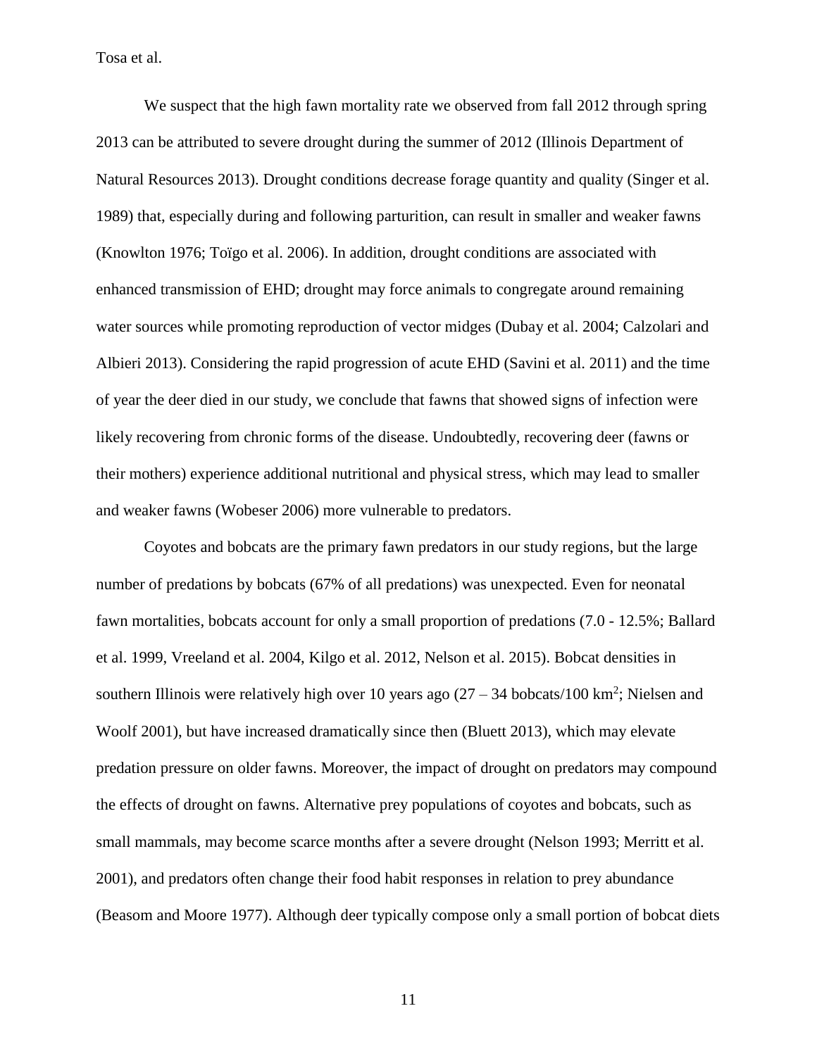We suspect that the high fawn mortality rate we observed from fall 2012 through spring 2013 can be attributed to severe drought during the summer of 2012 (Illinois Department of Natural Resources 2013). Drought conditions decrease forage quantity and quality (Singer et al. 1989) that, especially during and following parturition, can result in smaller and weaker fawns (Knowlton 1976; Toïgo et al. 2006). In addition, drought conditions are associated with enhanced transmission of EHD; drought may force animals to congregate around remaining water sources while promoting reproduction of vector midges (Dubay et al. 2004; Calzolari and Albieri 2013). Considering the rapid progression of acute EHD (Savini et al. 2011) and the time of year the deer died in our study, we conclude that fawns that showed signs of infection were likely recovering from chronic forms of the disease. Undoubtedly, recovering deer (fawns or their mothers) experience additional nutritional and physical stress, which may lead to smaller and weaker fawns (Wobeser 2006) more vulnerable to predators.

Coyotes and bobcats are the primary fawn predators in our study regions, but the large number of predations by bobcats (67% of all predations) was unexpected. Even for neonatal fawn mortalities, bobcats account for only a small proportion of predations (7.0 - 12.5%; Ballard et al. 1999, Vreeland et al. 2004, Kilgo et al. 2012, Nelson et al. 2015). Bobcat densities in southern Illinois were relatively high over 10 years ago (27 – 34 bobcats/100 $km^2$; Nielsen and Woolf 2001), but have increased dramatically since then (Bluett 2013), which may elevate predation pressure on older fawns. Moreover, the impact of drought on predators may compound the effects of drought on fawns. Alternative prey populations of coyotes and bobcats, such as small mammals, may become scarce months after a severe drought (Nelson 1993; Merritt et al. 2001), and predators often change their food habit responses in relation to prey abundance (Beasom and Moore 1977). Although deer typically compose only a small portion of bobcat diets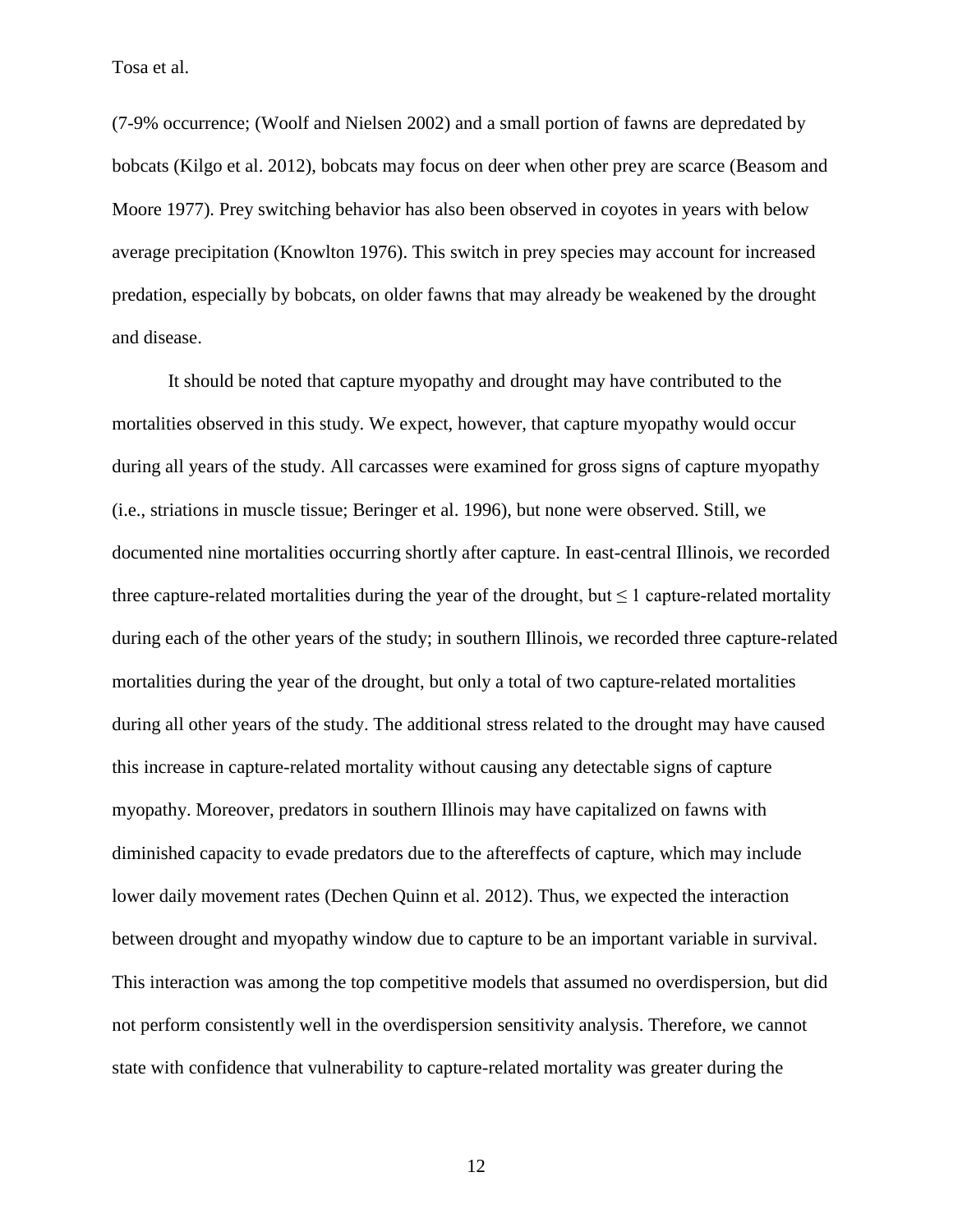(7-9% occurrence; (Woolf and Nielsen 2002) and a small portion of fawns are depredated by bobcats (Kilgo et al. 2012), bobcats may focus on deer when other prey are scarce (Beasom and Moore 1977). Prey switching behavior has also been observed in coyotes in years with below average precipitation (Knowlton 1976). This switch in prey species may account for increased predation, especially by bobcats, on older fawns that may already be weakened by the drought and disease.

It should be noted that capture myopathy and drought may have contributed to the mortalities observed in this study. We expect, however, that capture myopathy would occur during all years of the study. All carcasses were examined for gross signs of capture myopathy (i.e., striations in muscle tissue; Beringer et al. 1996), but none were observed. Still, we documented nine mortalities occurring shortly after capture. In east-central Illinois, we recorded three capture-related mortalities during the year of the drought, but $\leq 1$ capture-related mortality during each of the other years of the study; in southern Illinois, we recorded three capture-related mortalities during the year of the drought, but only a total of two capture-related mortalities during all other years of the study. The additional stress related to the drought may have caused this increase in capture-related mortality without causing any detectable signs of capture myopathy. Moreover, predators in southern Illinois may have capitalized on fawns with diminished capacity to evade predators due to the aftereffects of capture, which may include lower daily movement rates (Dechen Quinn et al. 2012). Thus, we expected the interaction between drought and myopathy window due to capture to be an important variable in survival. This interaction was among the top competitive models that assumed no overdispersion, but did not perform consistently well in the overdispersion sensitivity analysis. Therefore, we cannot state with confidence that vulnerability to capture-related mortality was greater during the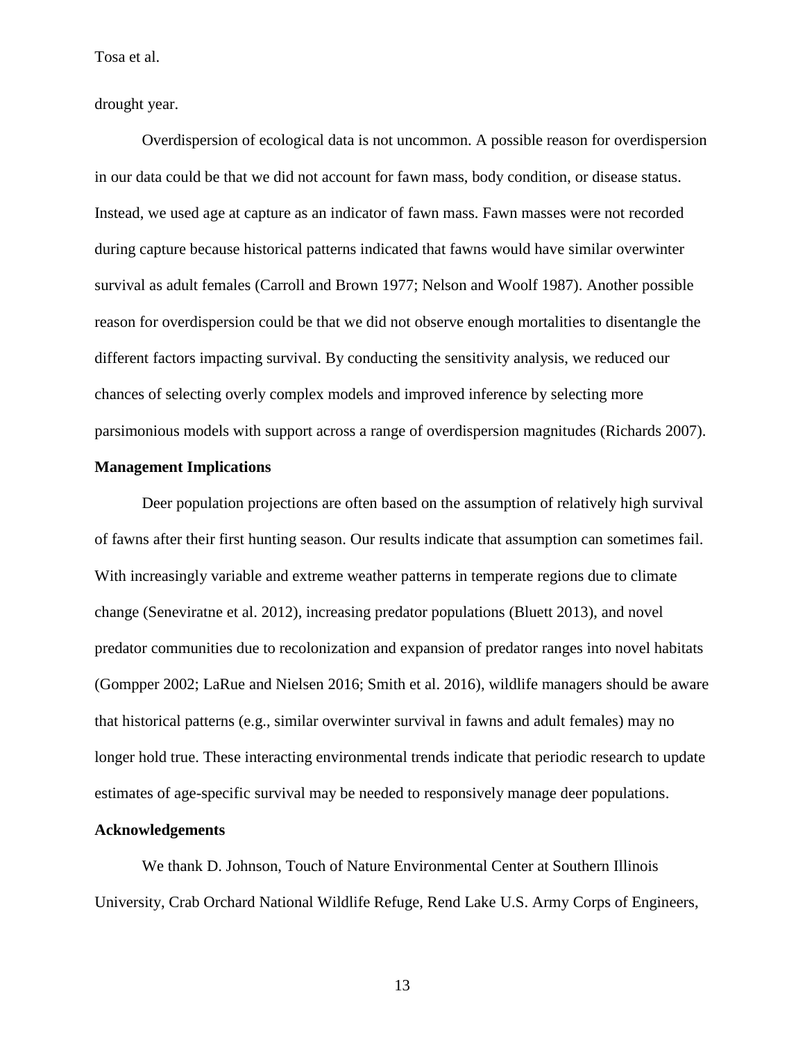drought year.

Overdispersion of ecological data is not uncommon. A possible reason for overdispersion in our data could be that we did not account for fawn mass, body condition, or disease status. Instead, we used age at capture as an indicator of fawn mass. Fawn masses were not recorded during capture because historical patterns indicated that fawns would have similar overwinter survival as adult females (Carroll and Brown 1977; Nelson and Woolf 1987). Another possible reason for overdispersion could be that we did not observe enough mortalities to disentangle the different factors impacting survival. By conducting the sensitivity analysis, we reduced our chances of selecting overly complex models and improved inference by selecting more parsimonious models with support across a range of overdispersion magnitudes (Richards 2007).

## Management Implications

Deer population projections are often based on the assumption of relatively high survival of fawns after their first hunting season. Our results indicate that assumption can sometimes fail. With increasingly variable and extreme weather patterns in temperate regions due to climate change (Seneviratne et al. 2012), increasing predator populations (Bluett 2013), and novel predator communities due to recolonization and expansion of predator ranges into novel habitats (Gompper 2002; LaRue and Nielsen 2016; Smith et al. 2016), wildlife managers should be aware that historical patterns (e.g., similar overwinter survival in fawns and adult females) may no longer hold true. These interacting environmental trends indicate that periodic research to update estimates of age-specific survival may be needed to responsively manage deer populations.

## Acknowledgements

We thank D. Johnson, Touch of Nature Environmental Center at Southern Illinois University, Crab Orchard National Wildlife Refuge, Rend Lake U.S. Army Corps of Engineers,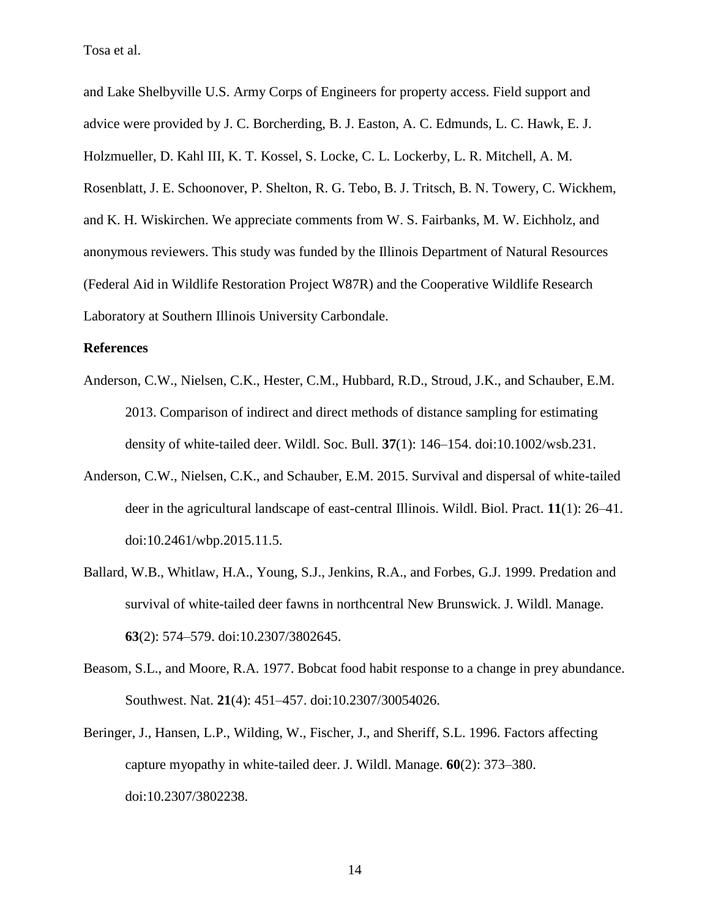and Lake Shelbyville U.S. Army Corps of Engineers for property access. Field support and advice were provided by J. C. Borcherding, B. J. Easton, A. C. Edmunds, L. C. Hawk, E. J. Holzmueller, D. Kahl III, K. T. Kossel, S. Locke, C. L. Lockerby, L. R. Mitchell, A. M. Rosenblatt, J. E. Schoonover, P. Shelton, R. G. Tebo, B. J. Tritsch, B. N. Towery, C. Wickhem, and K. H. Wiskirchen. We appreciate comments from W. S. Fairbanks, M. W. Eichholz, and anonymous reviewers. This study was funded by the Illinois Department of Natural Resources (Federal Aid in Wildlife Restoration Project W87R) and the Cooperative Wildlife Research Laboratory at Southern Illinois University Carbondale.

## References

Anderson, C.W., Nielsen, C.K., Hester, C.M., Hubbard, R.D., Stroud, J.K., and Schauber, E.M. 2013. Comparison of indirect and direct methods of distance sampling for estimating density of white-tailed deer. Wildl. Soc. Bull. **37**(1): 146–154. doi:10.1002/wsb.231.

Anderson, C.W., Nielsen, C.K., and Schauber, E.M. 2015. Survival and dispersal of white-tailed deer in the agricultural landscape of east-central Illinois. Wildl. Biol. Pract. **11**(1): 26–41. doi:10.2461/wbp.2015.11.5.

Ballard, W.B., Whitlaw, H.A., Young, S.J., Jenkins, R.A., and Forbes, G.J. 1999. Predation and survival of white-tailed deer fawns in northcentral New Brunswick. J. Wildl. Manage. **63**(2): 574–579. doi:10.2307/3802645.

Beasom, S.L., and Moore, R.A. 1977. Bobcat food habit response to a change in prey abundance. Southwest. Nat. **21**(4): 451–457. doi:10.2307/30054026.

Beringer, J., Hansen, L.P., Wilding, W., Fischer, J., and Sheriff, S.L. 1996. Factors affecting capture myopathy in white-tailed deer. J. Wildl. Manage. **60**(2): 373–380. doi:10.2307/3802238.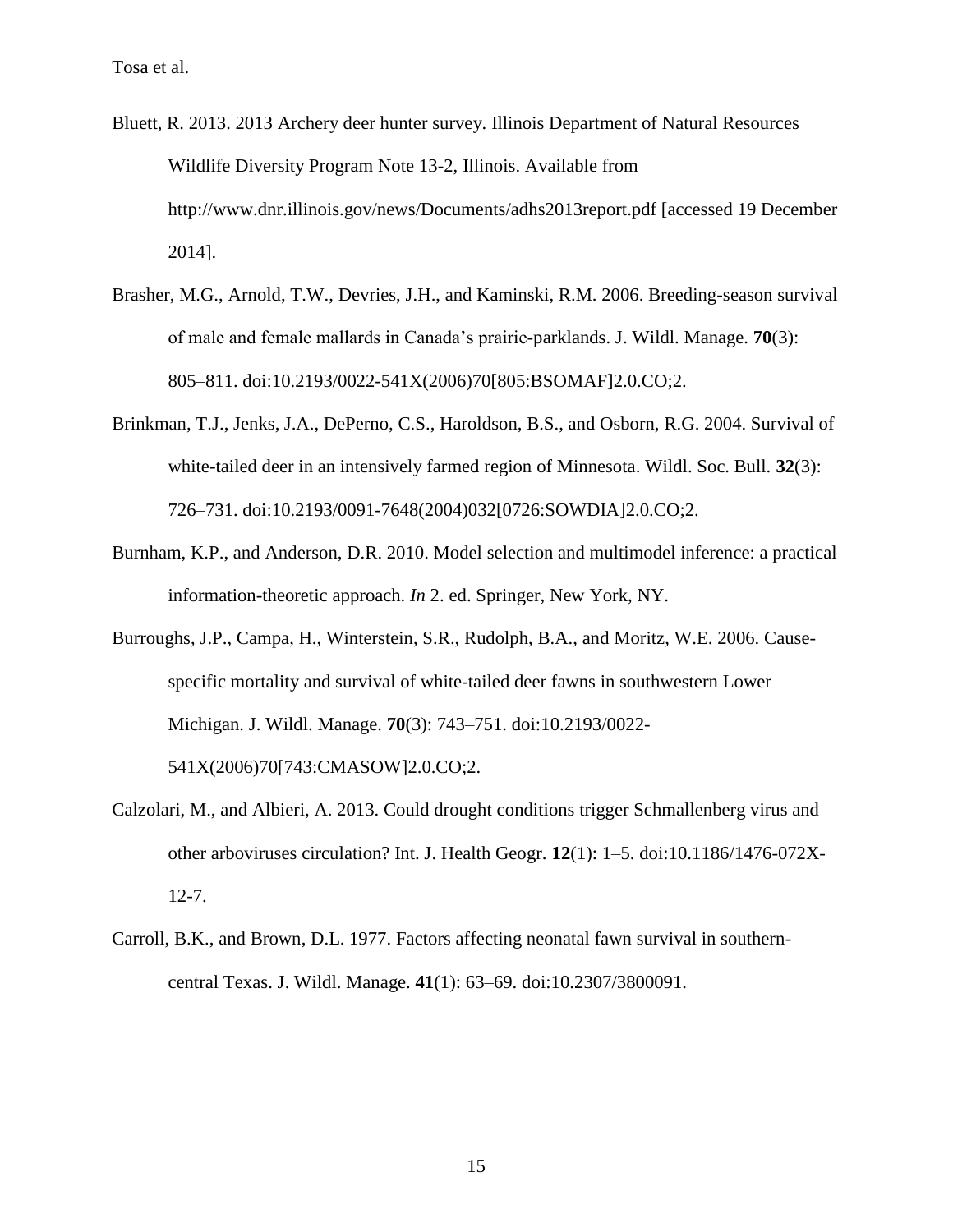Bluett, R. 2013. 2013 Archery deer hunter survey. Illinois Department of Natural Resources Wildlife Diversity Program Note 13-2, Illinois. Available from http://www.dnr.illinois.gov/news/Documents/adhs2013report.pdf [accessed 19 December 2014].

Brasher, M.G., Arnold, T.W., Devries, J.H., and Kaminski, R.M. 2006. Breeding-season survival of male and female mallards in Canada's prairie-parklands. J. Wildl. Manage. **70**(3): 805–811. doi:10.2193/0022-541X(2006)70[805:BSOMAF]2.0.CO;2.

Brinkman, T.J., Jenks, J.A., DePerno, C.S., Haroldson, B.S., and Osborn, R.G. 2004. Survival of white-tailed deer in an intensively farmed region of Minnesota. Wildl. Soc. Bull. **32**(3): 726–731. doi:10.2193/0091-7648(2004)032[0726:SOWDIA]2.0.CO;2.

Burnham, K.P., and Anderson, D.R. 2010. Model selection and multimodel inference: a practical information-theoretic approach. *In* 2. ed. Springer, New York, NY.

Burroughs, J.P., Campa, H., Winterstein, S.R., Rudolph, B.A., and Moritz, W.E. 2006. Cause-specific mortality and survival of white-tailed deer fawns in southwestern Lower Michigan. J. Wildl. Manage. **70**(3): 743–751. doi:10.2193/0022-541X(2006)70[743:CMASOW]2.0.CO;2.

Calzolari, M., and Albieri, A. 2013. Could drought conditions trigger Schmallenberg virus and other arboviruses circulation? Int. J. Health Geogr. **12**(1): 1–5. doi:10.1186/1476-072X-12-7.

Carroll, B.K., and Brown, D.L. 1977. Factors affecting neonatal fawn survival in southern-central Texas. J. Wildl. Manage. **41**(1): 63–69. doi:10.2307/3800091.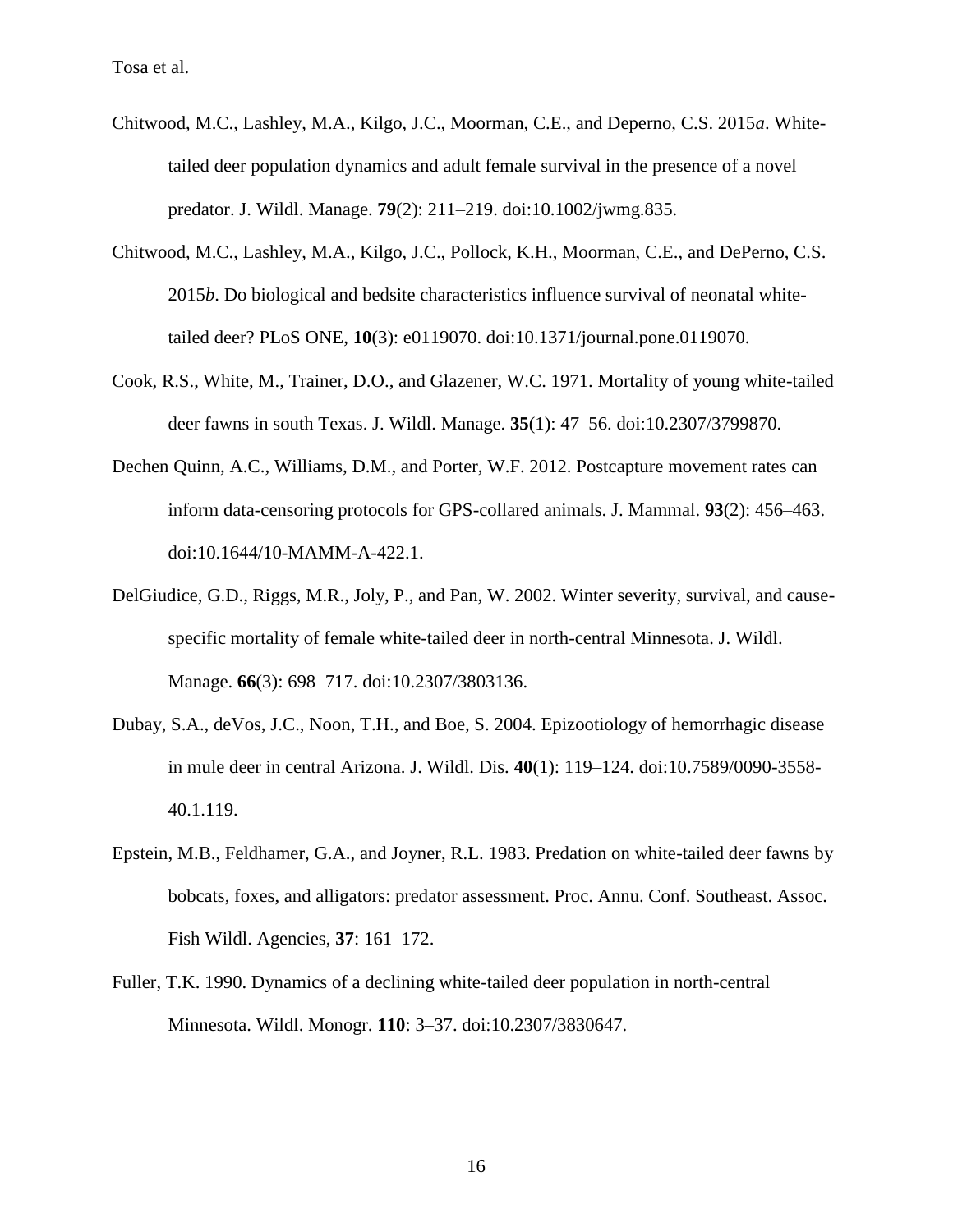Chitwood, M.C., Lashley, M.A., Kilgo, J.C., Moorman, C.E., and Deperno, C.S. 2015*a*. White-tailed deer population dynamics and adult female survival in the presence of a novel predator. J. Wildl. Manage. **79**(2): 211–219. doi:10.1002/jwmg.835.

Chitwood, M.C., Lashley, M.A., Kilgo, J.C., Pollock, K.H., Moorman, C.E., and DePerno, C.S. 2015*b*. Do biological and bedsite characteristics influence survival of neonatal white-tailed deer? PLoS ONE, **10**(3): e0119070. doi:10.1371/journal.pone.0119070.

Cook, R.S., White, M., Trainer, D.O., and Glazener, W.C. 1971. Mortality of young white-tailed deer fawns in south Texas. J. Wildl. Manage. **35**(1): 47–56. doi:10.2307/3799870.

Dechen Quinn, A.C., Williams, D.M., and Porter, W.F. 2012. Postcapture movement rates can inform data-censoring protocols for GPS-collared animals. J. Mammal. **93**(2): 456–463. doi:10.1644/10-MAMM-A-422.1.

DelGiudice, G.D., Riggs, M.R., Joly, P., and Pan, W. 2002. Winter severity, survival, and cause-specific mortality of female white-tailed deer in north-central Minnesota. J. Wildl. Manage. **66**(3): 698–717. doi:10.2307/3803136.

Dubay, S.A., deVos, J.C., Noon, T.H., and Boe, S. 2004. Epizootiology of hemorrhagic disease in mule deer in central Arizona. J. Wildl. Dis. **40**(1): 119–124. doi:10.7589/0090-3558-40.1.119.

Epstein, M.B., Feldhamer, G.A., and Joyner, R.L. 1983. Predation on white-tailed deer fawns by bobcats, foxes, and alligators: predator assessment. Proc. Annu. Conf. Southeast. Assoc. Fish Wildl. Agencies, **37**: 161–172.

Fuller, T.K. 1990. Dynamics of a declining white-tailed deer population in north-central Minnesota. Wildl. Monogr. **110**: 3–37. doi:10.2307/3830647.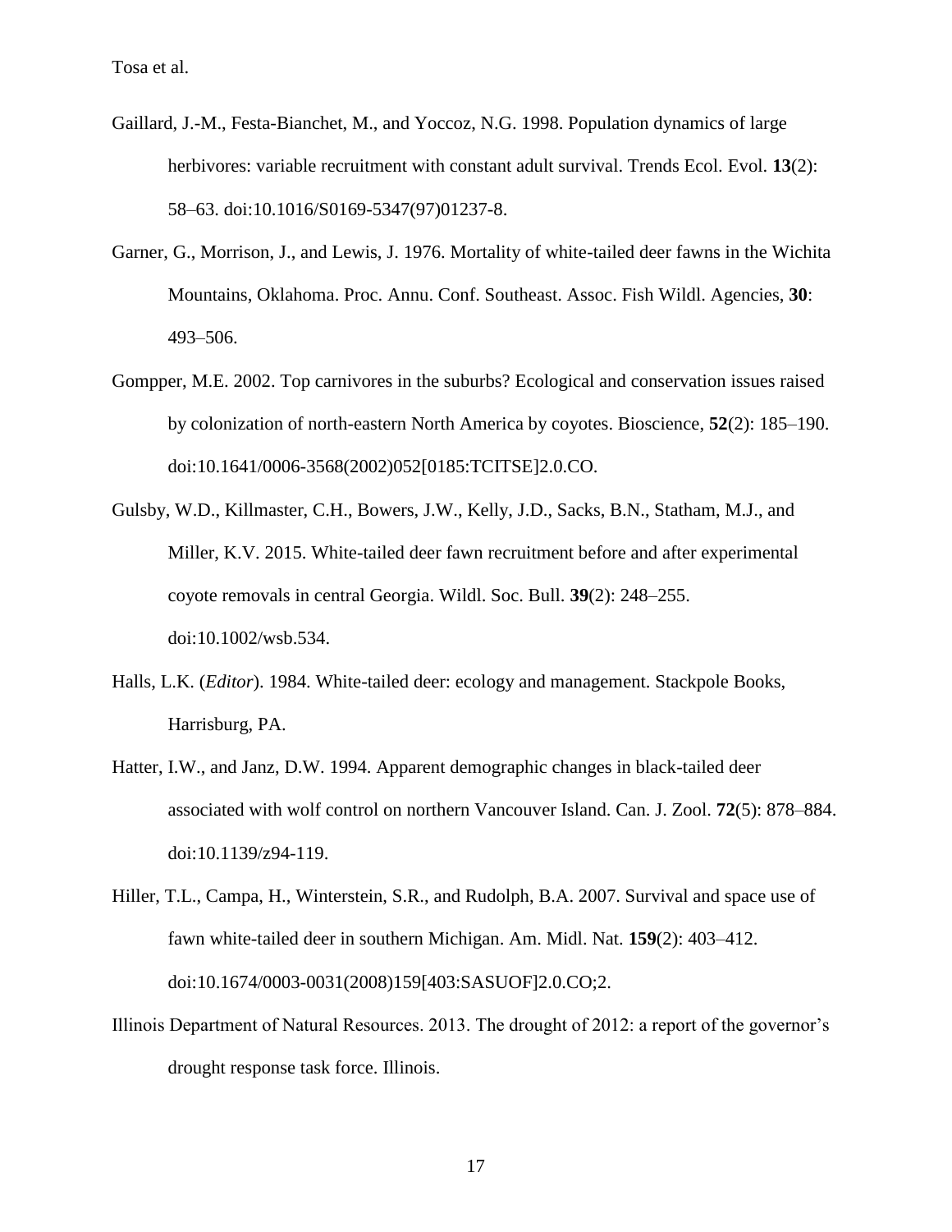Gaillard, J.-M., Festa-Bianchet, M., and Yoccoz, N.G. 1998. Population dynamics of large herbivores: variable recruitment with constant adult survival. Trends Ecol. Evol. **13**(2): 58–63. doi:10.1016/S0169-5347(97)01237-8.

Garner, G., Morrison, J., and Lewis, J. 1976. Mortality of white-tailed deer fawns in the Wichita Mountains, Oklahoma. Proc. Annu. Conf. Southeast. Assoc. Fish Wildl. Agencies, **30**: 493–506.

Gompper, M.E. 2002. Top carnivores in the suburbs? Ecological and conservation issues raised by colonization of north-eastern North America by coyotes. Bioscience, **52**(2): 185–190. doi:10.1641/0006-3568(2002)052[0185:TCITSE]2.0.CO.

Gulsby, W.D., Killmaster, C.H., Bowers, J.W., Kelly, J.D., Sacks, B.N., Statham, M.J., and Miller, K.V. 2015. White-tailed deer fawn recruitment before and after experimental coyote removals in central Georgia. Wildl. Soc. Bull. **39**(2): 248–255. doi:10.1002/wsb.534.

Halls, L.K. (*Editor*). 1984. White-tailed deer: ecology and management. Stackpole Books, Harrisburg, PA.

Hatter, I.W., and Janz, D.W. 1994. Apparent demographic changes in black-tailed deer associated with wolf control on northern Vancouver Island. Can. J. Zool. **72**(5): 878–884. doi:10.1139/z94-119.

Hiller, T.L., Campa, H., Winterstein, S.R., and Rudolph, B.A. 2007. Survival and space use of fawn white-tailed deer in southern Michigan. Am. Midl. Nat. **159**(2): 403–412. doi:10.1674/0003-0031(2008)159[403:SASUOF]2.0.CO;2.

Illinois Department of Natural Resources. 2013. The drought of 2012: a report of the governor's drought response task force. Illinois.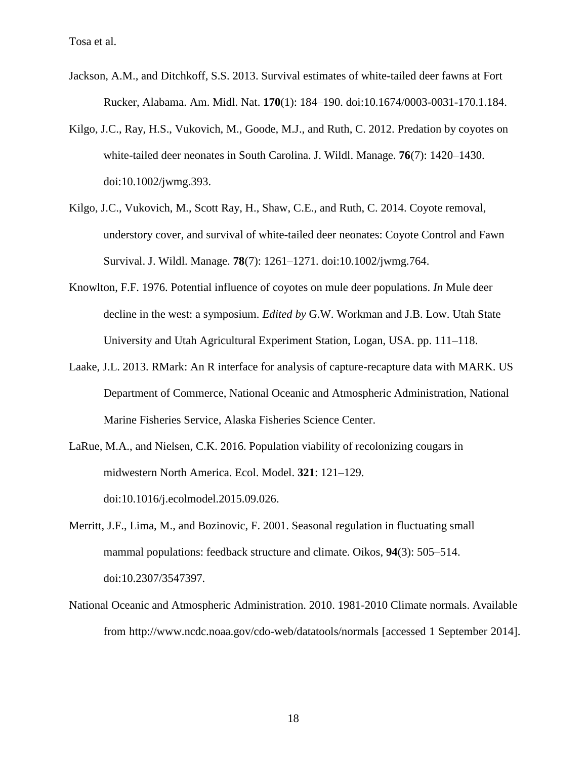Jackson, A.M., and Ditchkoff, S.S. 2013. Survival estimates of white-tailed deer fawns at Fort Rucker, Alabama. Am. Midl. Nat. **170**(1): 184–190. doi:10.1674/0003-0031-170.1.184.

Kilgo, J.C., Ray, H.S., Vukovich, M., Goode, M.J., and Ruth, C. 2012. Predation by coyotes on white-tailed deer neonates in South Carolina. J. Wildl. Manage. **76**(7): 1420–1430. doi:10.1002/jwmg.393.

Kilgo, J.C., Vukovich, M., Scott Ray, H., Shaw, C.E., and Ruth, C. 2014. Coyote removal, understory cover, and survival of white-tailed deer neonates: Coyote Control and Fawn Survival. J. Wildl. Manage. **78**(7): 1261–1271. doi:10.1002/jwmg.764.

Knowlton, F.F. 1976. Potential influence of coyotes on mule deer populations. *In* Mule deer decline in the west: a symposium. *Edited by* G.W. Workman and J.B. Low. Utah State University and Utah Agricultural Experiment Station, Logan, USA. pp. 111–118.

Laake, J.L. 2013. RMark: An R interface for analysis of capture-recapture data with MARK. US Department of Commerce, National Oceanic and Atmospheric Administration, National Marine Fisheries Service, Alaska Fisheries Science Center.

LaRue, M.A., and Nielsen, C.K. 2016. Population viability of recolonizing cougars in midwestern North America. Ecol. Model. **321**: 121–129. doi:10.1016/j.ecolmodel.2015.09.026.

Merritt, J.F., Lima, M., and Bozinovic, F. 2001. Seasonal regulation in fluctuating small mammal populations: feedback structure and climate. Oikos, **94**(3): 505–514. doi:10.2307/3547397.

National Oceanic and Atmospheric Administration. 2010. 1981-2010 Climate normals. Available from http://www.ncdc.noaa.gov/cdo-web/datatools/normals [accessed 1 September 2014].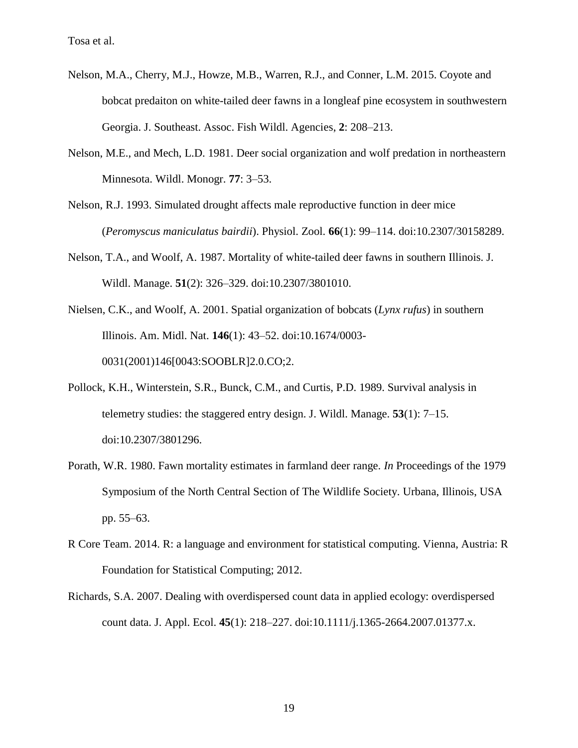Nelson, M.A., Cherry, M.J., Howze, M.B., Warren, R.J., and Conner, L.M. 2015. Coyote and bobcat predaiton on white-tailed deer fawns in a longleaf pine ecosystem in southwestern Georgia. J. Southeast. Assoc. Fish Wildl. Agencies, **2**: 208–213.

Nelson, M.E., and Mech, L.D. 1981. Deer social organization and wolf predation in northeastern Minnesota. Wildl. Monogr. **77**: 3–53.

Nelson, R.J. 1993. Simulated drought affects male reproductive function in deer mice (*Peromyscus maniculatus bairdii*). Physiol. Zool. **66**(1): 99–114. doi:10.2307/30158289.

Nelson, T.A., and Woolf, A. 1987. Mortality of white-tailed deer fawns in southern Illinois. J. Wildl. Manage. **51**(2): 326–329. doi:10.2307/3801010.

Nielsen, C.K., and Woolf, A. 2001. Spatial organization of bobcats (*Lynx rufus*) in southern Illinois. Am. Midl. Nat. **146**(1): 43–52. doi:10.1674/0003-0031(2001)146[0043:SOOBLR]2.0.CO;2.

Pollock, K.H., Winterstein, S.R., Bunck, C.M., and Curtis, P.D. 1989. Survival analysis in telemetry studies: the staggered entry design. J. Wildl. Manage. **53**(1): 7–15. doi:10.2307/3801296.

Porath, W.R. 1980. Fawn mortality estimates in farmland deer range. *In* Proceedings of the 1979 Symposium of the North Central Section of The Wildlife Society. Urbana, Illinois, USA pp. 55–63.

R Core Team. 2014. R: a language and environment for statistical computing. Vienna, Austria: R Foundation for Statistical Computing; 2012.

Richards, S.A. 2007. Dealing with overdispersed count data in applied ecology: overdispersed count data. J. Appl. Ecol. **45**(1): 218–227. doi:10.1111/j.1365-2664.2007.01377.x.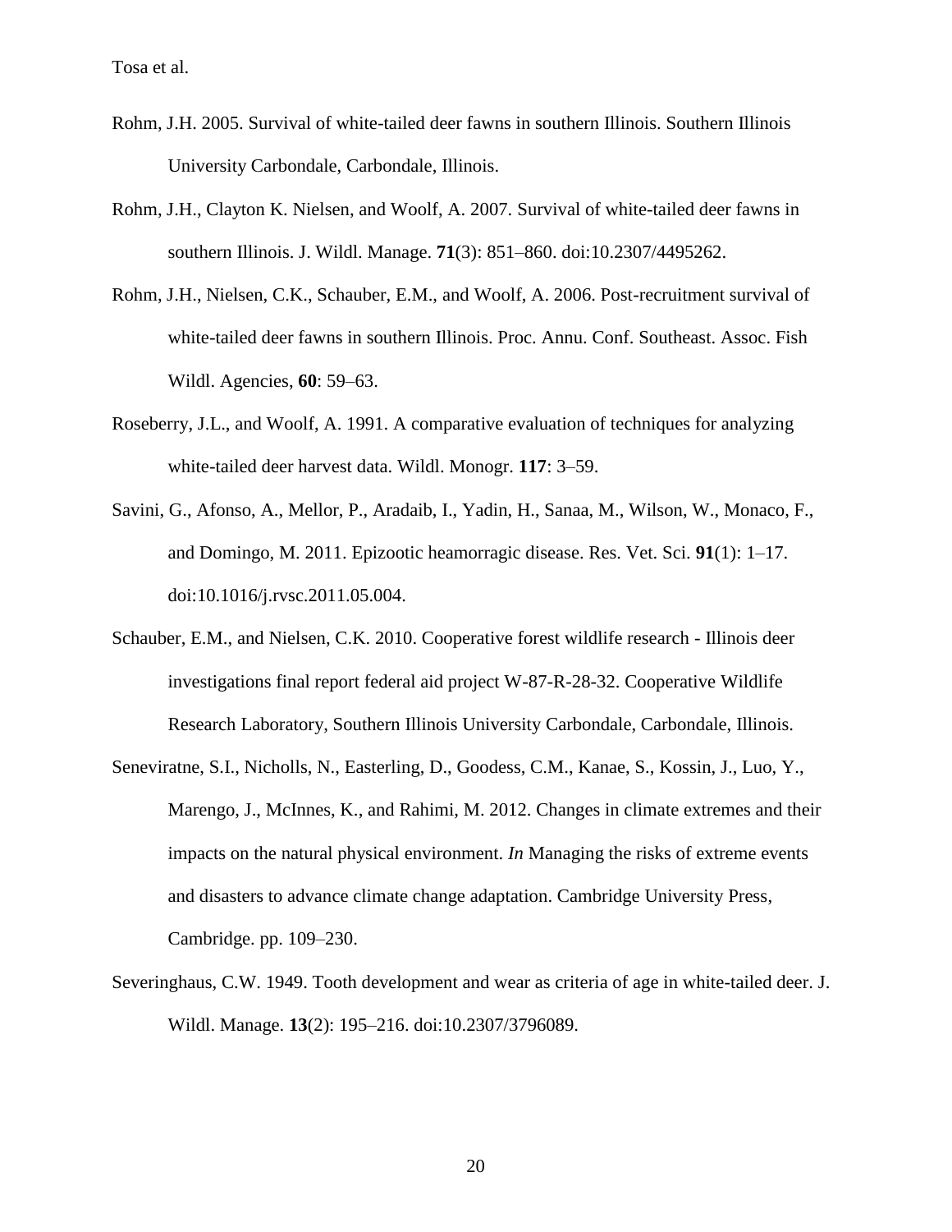Rohm, J.H. 2005. Survival of white-tailed deer fawns in southern Illinois. Southern Illinois University Carbondale, Carbondale, Illinois.

Rohm, J.H., Clayton K. Nielsen, and Woolf, A. 2007. Survival of white-tailed deer fawns in southern Illinois. J. Wildl. Manage. **71**(3): 851–860. doi:10.2307/4495262.

Rohm, J.H., Nielsen, C.K., Schauber, E.M., and Woolf, A. 2006. Post-recruitment survival of white-tailed deer fawns in southern Illinois. Proc. Annu. Conf. Southeast. Assoc. Fish Wildl. Agencies, **60**: 59–63.

Roseberry, J.L., and Woolf, A. 1991. A comparative evaluation of techniques for analyzing white-tailed deer harvest data. Wildl. Monogr. **117**: 3–59.

Savini, G., Afonso, A., Mellor, P., Aradaib, I., Yadin, H., Sanaa, M., Wilson, W., Monaco, F., and Domingo, M. 2011. Epizootic heamorragic disease. Res. Vet. Sci. **91**(1): 1–17. doi:10.1016/j.rvsc.2011.05.004.

Schauber, E.M., and Nielsen, C.K. 2010. Cooperative forest wildlife research - Illinois deer investigations final report federal aid project W-87-R-28-32. Cooperative Wildlife Research Laboratory, Southern Illinois University Carbondale, Carbondale, Illinois.

Seneviratne, S.I., Nicholls, N., Easterling, D., Goodess, C.M., Kanae, S., Kossin, J., Luo, Y., Marengo, J., McInnes, K., and Rahimi, M. 2012. Changes in climate extremes and their impacts on the natural physical environment. *In* Managing the risks of extreme events and disasters to advance climate change adaptation. Cambridge University Press, Cambridge. pp. 109–230.

Severinghaus, C.W. 1949. Tooth development and wear as criteria of age in white-tailed deer. J. Wildl. Manage. **13**(2): 195–216. doi:10.2307/3796089.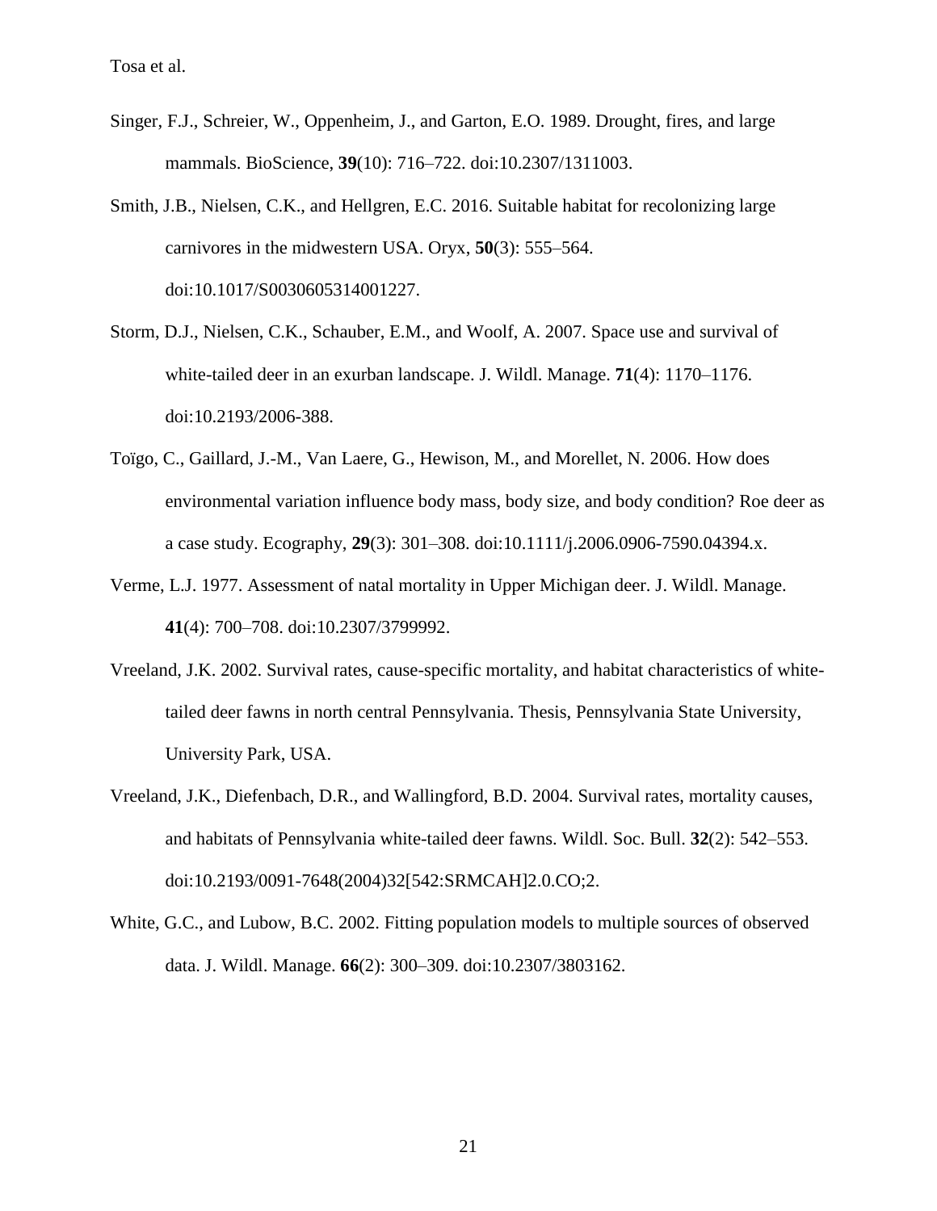Singer, F.J., Schreier, W., Oppenheim, J., and Garton, E.O. 1989. Drought, fires, and large mammals. BioScience, **39**(10): 716–722. doi:10.2307/1311003.

Smith, J.B., Nielsen, C.K., and Hellgren, E.C. 2016. Suitable habitat for recolonizing large carnivores in the midwestern USA. Oryx, **50**(3): 555–564. doi:10.1017/S0030605314001227.

Storm, D.J., Nielsen, C.K., Schauber, E.M., and Woolf, A. 2007. Space use and survival of white-tailed deer in an exurban landscape. J. Wildl. Manage. **71**(4): 1170–1176. doi:10.2193/2006-388.

Toïgo, C., Gaillard, J.-M., Van Laere, G., Hewison, M., and Morellet, N. 2006. How does environmental variation influence body mass, body size, and body condition? Roe deer as a case study. Ecography, **29**(3): 301–308. doi:10.1111/j.2006.0906-7590.04394.x.

Verme, L.J. 1977. Assessment of natal mortality in Upper Michigan deer. J. Wildl. Manage. **41**(4): 700–708. doi:10.2307/3799992.

Vreeland, J.K. 2002. Survival rates, cause-specific mortality, and habitat characteristics of white-tailed deer fawns in north central Pennsylvania. Thesis, Pennsylvania State University, University Park, USA.

Vreeland, J.K., Diefenbach, D.R., and Wallingford, B.D. 2004. Survival rates, mortality causes, and habitats of Pennsylvania white-tailed deer fawns. Wildl. Soc. Bull. **32**(2): 542–553. doi:10.2193/0091-7648(2004)32[542:SRMCAH]2.0.CO;2.

White, G.C., and Lubow, B.C. 2002. Fitting population models to multiple sources of observed data. J. Wildl. Manage. **66**(2): 300–309. doi:10.2307/3803162.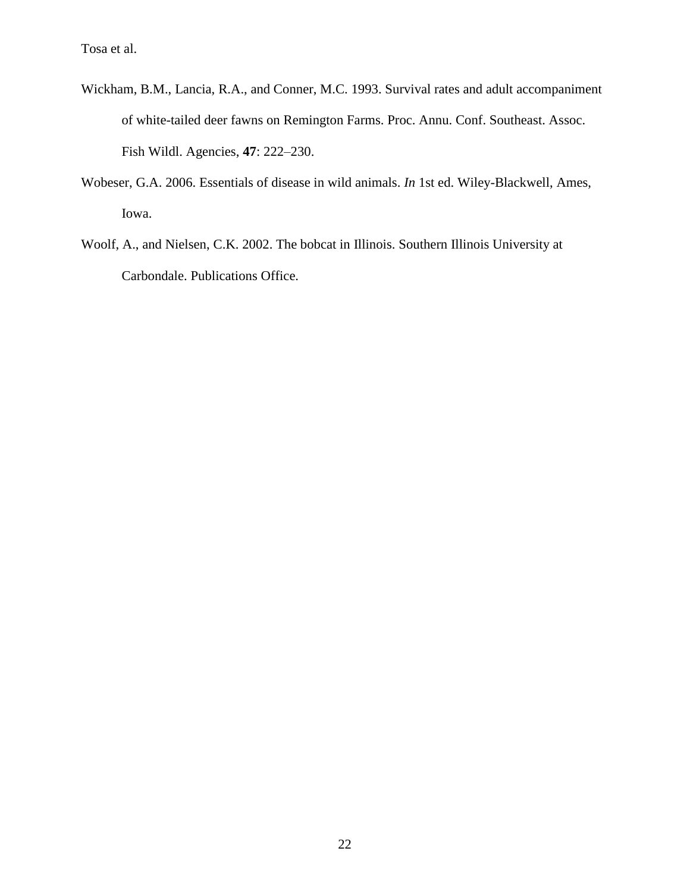Wickham, B.M., Lancia, R.A., and Conner, M.C. 1993. Survival rates and adult accompaniment of white-tailed deer fawns on Remington Farms. Proc. Annu. Conf. Southeast. Assoc. Fish Wildl. Agencies, **47**: 222–230.

Wobeser, G.A. 2006. Essentials of disease in wild animals. *In* 1st ed. Wiley-Blackwell, Ames, Iowa.

Woolf, A., and Nielsen, C.K. 2002. The bobcat in Illinois. Southern Illinois University at Carbondale. Publications Office.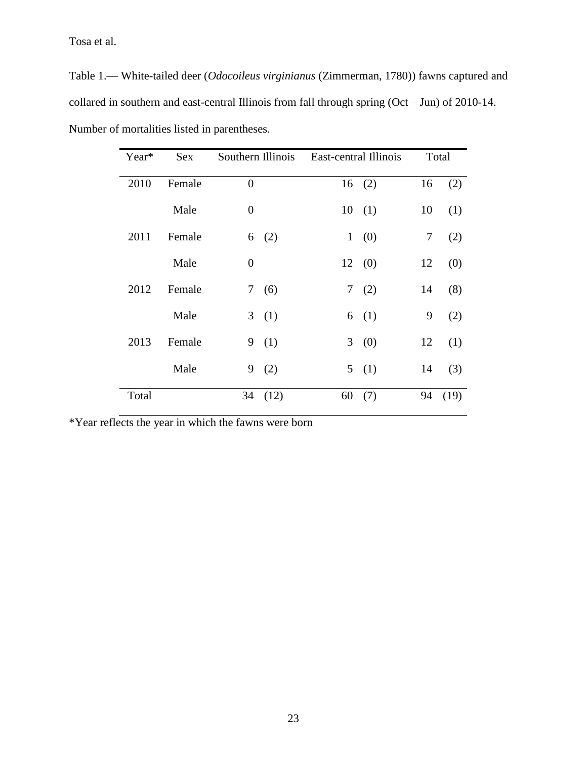Table 1.— White-tailed deer (*Odocoileus virginianus* (Zimmerman, 1780)) fawns captured and collared in southern and east-central Illinois from fall through spring (Oct – Jun) of 2010-14. Number of mortalities listed in parentheses.

| Year* | Sex | Southern Illinois | | East-central Illinois | | Total | |
|---|---|---|---|---|---|---|---|
| 2010 | Female | 0 | | 16 | (2) | 16 | (2) |
| | Male | 0 | | 10 | (1) | 10 | (1) |
| 2011 | Female | 6 | (2) | 1 | (0) | 7 | (2) |
| | Male | 0 | | 12 | (0) | 12 | (0) |
| 2012 | Female | 7 | (6) | 7 | (2) | 14 | (8) |
| | Male | 3 | (1) | 6 | (1) | 9 | (2) |
| 2013 | Female | 9 | (1) | 3 | (0) | 12 | (1) |
| | Male | 9 | (2) | 5 | (1) | 14 | (3) |
| Total | | 34 | (12) | 60 | (7) | 94 | (19) |

*Year reflects the year in which the fawns were born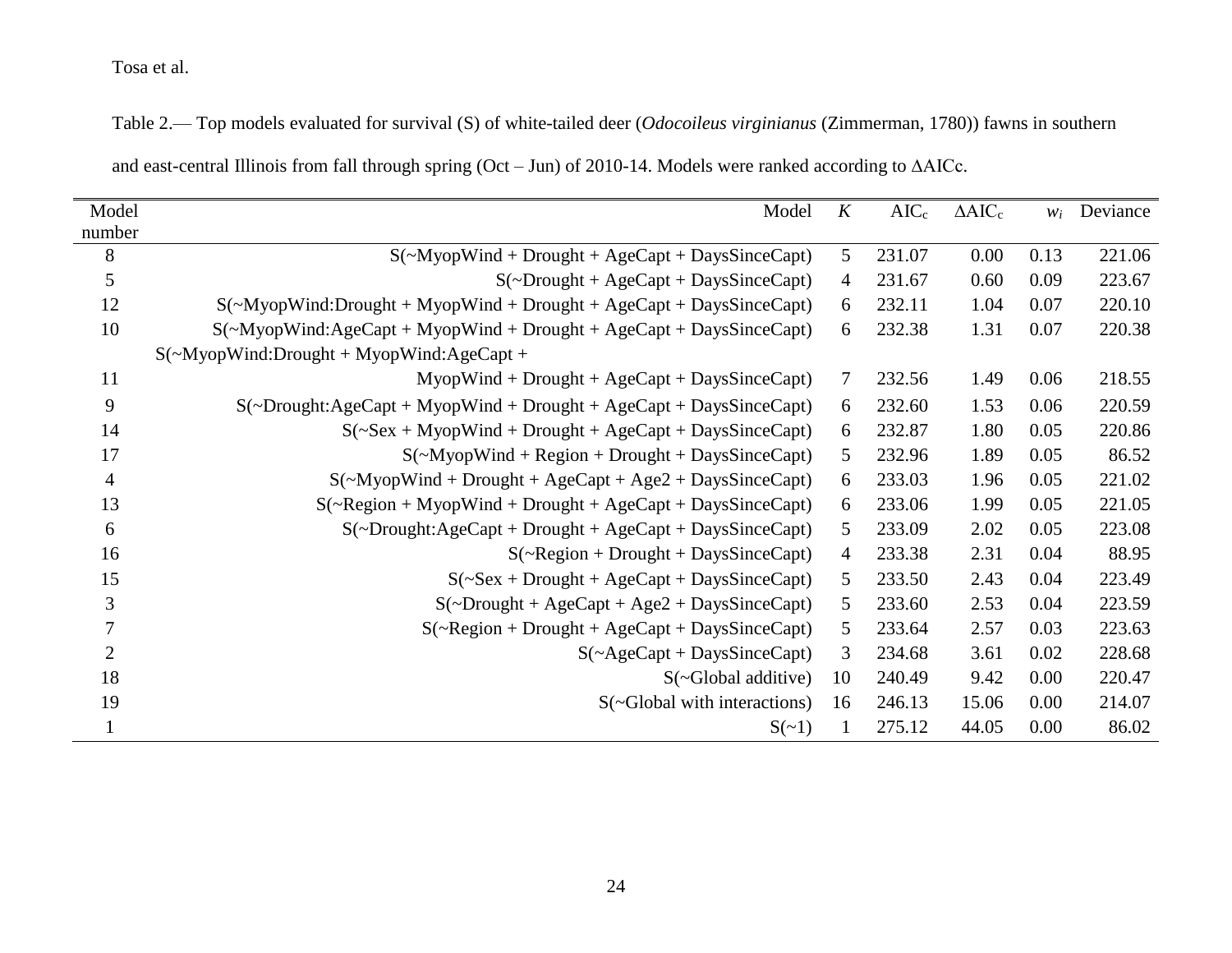Table 2.— Top models evaluated for survival (S) of white-tailed deer (*Odocoileus virginianus* (Zimmerman, 1780)) fawns in southern and east-central Illinois from fall through spring (Oct – Jun) of 2010-14. Models were ranked according to ΔAICc.

| Model number | Model | $K$ | $AIC_c$ | $\Delta AIC_c$ | $w_i$ | Deviance |
|---|---|---|---|---|---|---|
| 8 | S(~MyopWind + Drought + AgeCapt + DaysSinceCapt) | 5 | 231.07 | 0.00 | 0.13 | 221.06 |
| 5 | S(~Drought + AgeCapt + DaysSinceCapt) | 4 | 231.67 | 0.60 | 0.09 | 223.67 |
| 12 | S(~MyopWind:Drought + MyopWind + Drought + AgeCapt + DaysSinceCapt) | 6 | 232.11 | 1.04 | 0.07 | 220.10 |
| 10 | S(~MyopWind:AgeCapt + MyopWind + Drought + AgeCapt + DaysSinceCapt) | 6 | 232.38 | 1.31 | 0.07 | 220.38 |
| 11 | S(~MyopWind:Drought + MyopWind:AgeCapt + MyopWind + Drought + AgeCapt + DaysSinceCapt) | 7 | 232.56 | 1.49 | 0.06 | 218.55 |
| 9 | S(~Drought:AgeCapt + MyopWind + Drought + AgeCapt + DaysSinceCapt) | 6 | 232.60 | 1.53 | 0.06 | 220.59 |
| 14 | S(~Sex + MyopWind + Drought + AgeCapt + DaysSinceCapt) | 6 | 232.87 | 1.80 | 0.05 | 220.86 |
| 17 | S(~MyopWind + Region + Drought + DaysSinceCapt) | 5 | 232.96 | 1.89 | 0.05 | 86.52 |
| 4 | S(~MyopWind + Drought + AgeCapt + Age2 + DaysSinceCapt) | 6 | 233.03 | 1.96 | 0.05 | 221.02 |
| 13 | S(~Region + MyopWind + Drought + AgeCapt + DaysSinceCapt) | 6 | 233.06 | 1.99 | 0.05 | 221.05 |
| 6 | S(~Drought:AgeCapt + Drought + AgeCapt + DaysSinceCapt) | 5 | 233.09 | 2.02 | 0.05 | 223.08 |
| 16 | S(~Region + Drought + DaysSinceCapt) | 4 | 233.38 | 2.31 | 0.04 | 88.95 |
| 15 | S(~Sex + Drought + AgeCapt + DaysSinceCapt) | 5 | 233.50 | 2.43 | 0.04 | 223.49 |
| 3 | S(~Drought + AgeCapt + Age2 + DaysSinceCapt) | 5 | 233.60 | 2.53 | 0.04 | 223.59 |
| 7 | S(~Region + Drought + AgeCapt + DaysSinceCapt) | 5 | 233.64 | 2.57 | 0.03 | 223.63 |
| 2 | S(~AgeCapt + DaysSinceCapt) | 3 | 234.68 | 3.61 | 0.02 | 228.68 |
| 18 | S(~Global additive) | 10 | 240.49 | 9.42 | 0.00 | 220.47 |
| 19 | S(~Global with interactions) | 16 | 246.13 | 15.06 | 0.00 | 214.07 |
| 1 | S(~1) | 1 | 275.12 | 44.05 | 0.00 | 86.02 |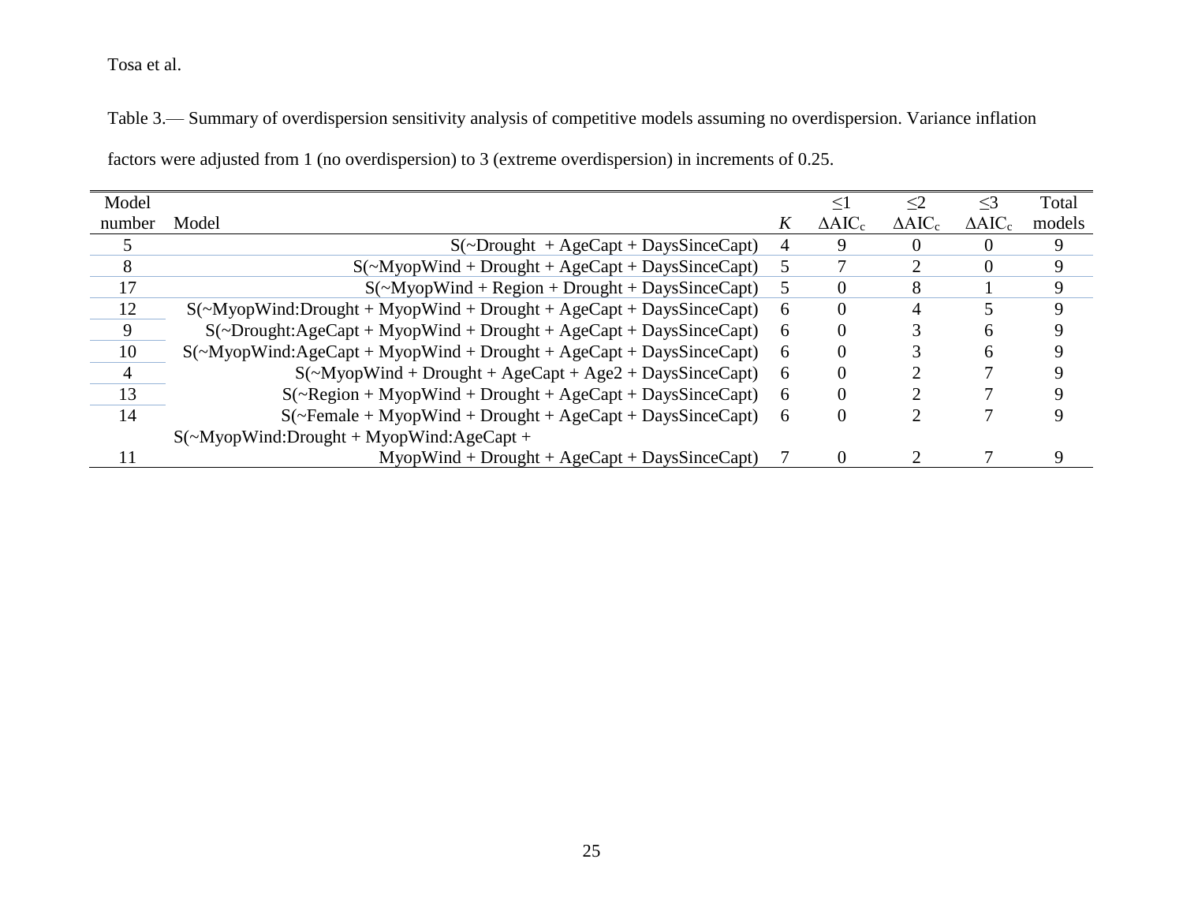Table 3.— Summary of overdispersion sensitivity analysis of competitive models assuming no overdispersion. Variance inflation factors were adjusted from 1 (no overdispersion) to 3 (extreme overdispersion) in increments of 0.25.

| Model number | Model | *K* | ≤1 $\Delta AIC_c$ | ≤2 $\Delta AIC_c$ | ≤3 $\Delta AIC_c$ | Total models |
|---|---|---|---|---|---|---|
| 5 | S(~Drought + AgeCapt + DaysSinceCapt) | 4 | 9 | 0 | 0 | 9 |
| 8 | S(~MyopWind + Drought + AgeCapt + DaysSinceCapt) | 5 | 7 | 2 | 0 | 9 |
| 17 | S(~MyopWind + Region + Drought + DaysSinceCapt) | 5 | 0 | 8 | 1 | 9 |
| 12 | S(~MyopWind:Drought + MyopWind + Drought + AgeCapt + DaysSinceCapt) | 6 | 0 | 4 | 5 | 9 |
| 9 | S(~Drought:AgeCapt + MyopWind + Drought + AgeCapt + DaysSinceCapt) | 6 | 0 | 3 | 6 | 9 |
| 10 | S(~MyopWind:AgeCapt + MyopWind + Drought + AgeCapt + DaysSinceCapt) | 6 | 0 | 3 | 6 | 9 |
| 4 | S(~MyopWind + Drought + AgeCapt + Age2 + DaysSinceCapt) | 6 | 0 | 2 | 7 | 9 |
| 13 | S(~Region + MyopWind + Drought + AgeCapt + DaysSinceCapt) | 6 | 0 | 2 | 7 | 9 |
| 14 | S(~Female + MyopWind + Drought + AgeCapt + DaysSinceCapt) | 6 | 0 | 2 | 7 | 9 |
| 11 | S(~MyopWind:Drought + MyopWind:AgeCapt + MyopWind + Drought + AgeCapt + DaysSinceCapt) | 7 | 0 | 2 | 7 | 9 |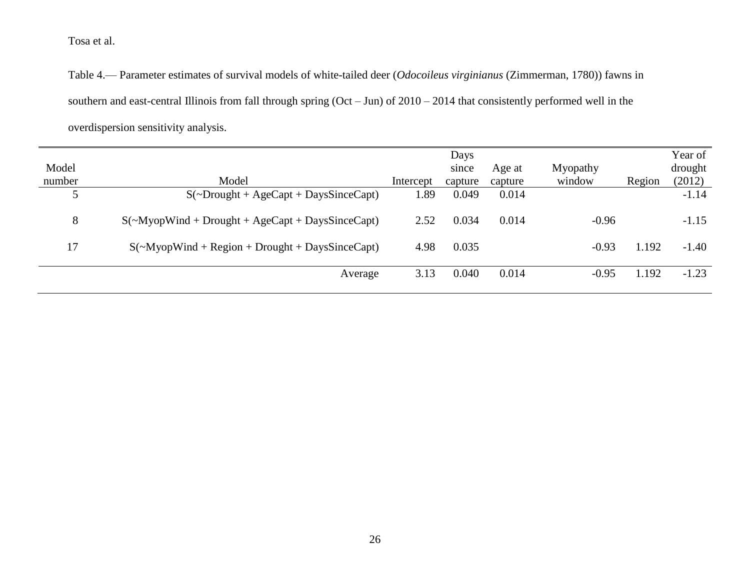Table 4.— Parameter estimates of survival models of white-tailed deer (*Odocoileus virginianus* (Zimmerman, 1780)) fawns in southern and east-central Illinois from fall through spring (Oct – Jun) of 2010 – 2014 that consistently performed well in the overdispersion sensitivity analysis.

| Model number | Model | Intercept | Days since capture | Age at capture | Myopathy window | Region | Year of drought (2012) |
|---|---|---|---|---|---|---|---|
| 5 | S(~Drought + AgeCapt + DaysSinceCapt) | 1.89 | 0.049 | 0.014 | | | -1.14 |
| 8 | S(~MyopWind + Drought + AgeCapt + DaysSinceCapt) | 2.52 | 0.034 | 0.014 | -0.96 | | -1.15 |
| 17 | S(~MyopWind + Region + Drought + DaysSinceCapt) | 4.98 | 0.035 | | -0.93 | 1.192 | -1.40 |
| | Average | 3.13 | 0.040 | 0.014 | -0.95 | 1.192 | -1.23 |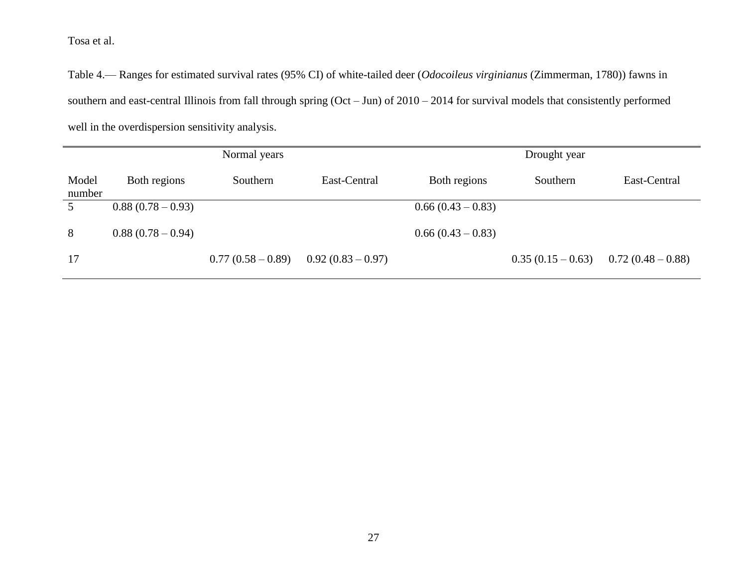Table 4.— Ranges for estimated survival rates (95% CI) of white-tailed deer (*Odocoileus virginianus* (Zimmerman, 1780)) fawns in southern and east-central Illinois from fall through spring (Oct – Jun) of 2010 – 2014 for survival models that consistently performed well in the overdispersion sensitivity analysis.

| | Normal years | | | Drought year | | |
|---|---|---|---|---|---|---|
| Model number | Both regions | Southern | East-Central | Both regions | Southern | East-Central |
| 5 | 0.88 (0.78 – 0.93) | | | 0.66 (0.43 – 0.83) | | |
| 8 | 0.88 (0.78 – 0.94) | | | 0.66 (0.43 – 0.83) | | |
| 17 | | 0.77 (0.58 – 0.89) | 0.92 (0.83 – 0.97) | | 0.35 (0.15 – 0.63) | 0.72 (0.48 – 0.88) |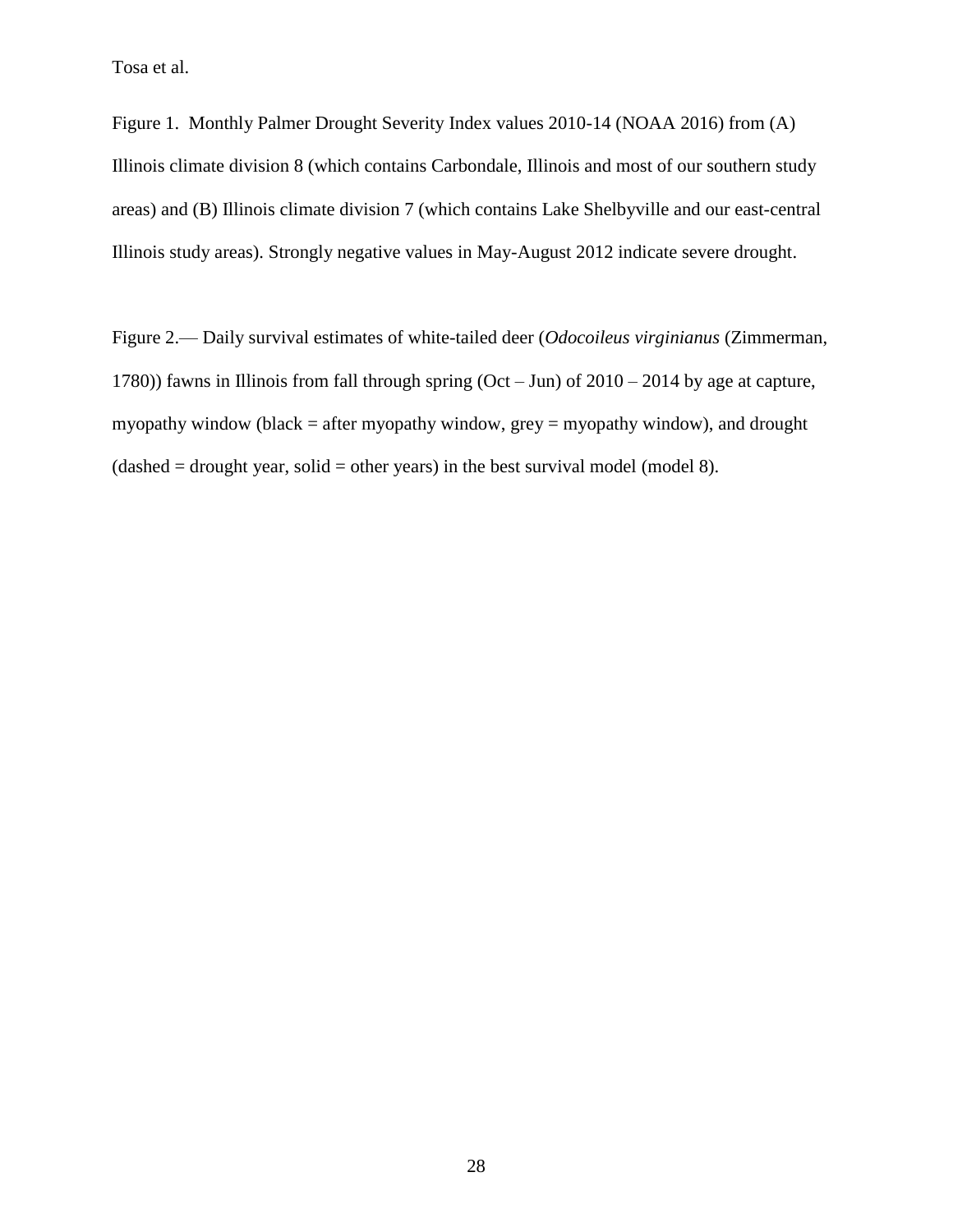Figure 1. Monthly Palmer Drought Severity Index values 2010-14 (NOAA 2016) from (A) Illinois climate division 8 (which contains Carbondale, Illinois and most of our southern study areas) and (B) Illinois climate division 7 (which contains Lake Shelbyville and our east-central Illinois study areas). Strongly negative values in May-August 2012 indicate severe drought.

Figure 2.— Daily survival estimates of white-tailed deer (*Odocoileus virginianus* (Zimmerman, 1780)) fawns in Illinois from fall through spring (Oct – Jun) of 2010 – 2014 by age at capture, myopathy window (black = after myopathy window, grey = myopathy window), and drought (dashed = drought year, solid = other years) in the best survival model (model 8).